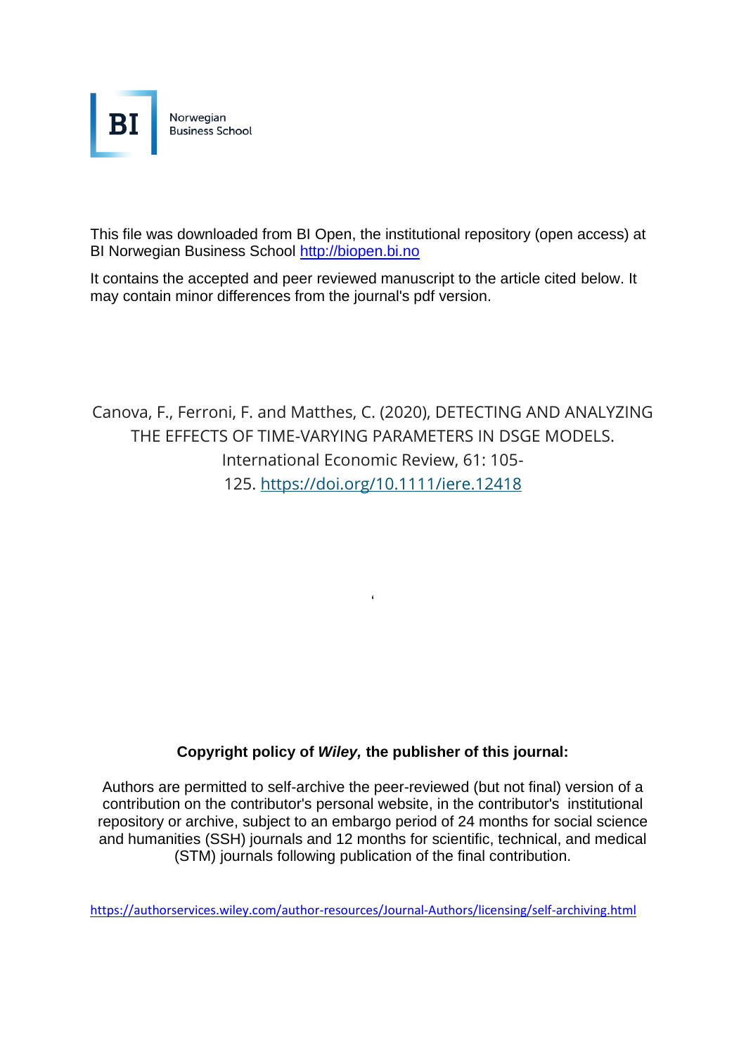BI Norwegian Business School

This file was downloaded from BI Open, the institutional repository (open access) at BI Norwegian Business School http://biopen.bi.no

It contains the accepted and peer reviewed manuscript to the article cited below. It may contain minor differences from the journal's pdf version.

Canova, F., Ferroni, F. and Matthes, C. (2020), DETECTING AND ANALYZING THE EFFECTS OF TIME-VARYING PARAMETERS IN DSGE MODELS. International Economic Review, 61: 105-125. https://doi.org/10.1111/iere.12418

**Copyright policy of *Wiley,* the publisher of this journal:**

Authors are permitted to self-archive the peer-reviewed (but not final) version of a contribution on the contributor's personal website, in the contributor's institutional repository or archive, subject to an embargo period of 24 months for social science and humanities (SSH) journals and 12 months for scientific, technical, and medical (STM) journals following publication of the final contribution.

https://authorservices.wiley.com/author-resources/Journal-Authors/licensing/self-archiving.html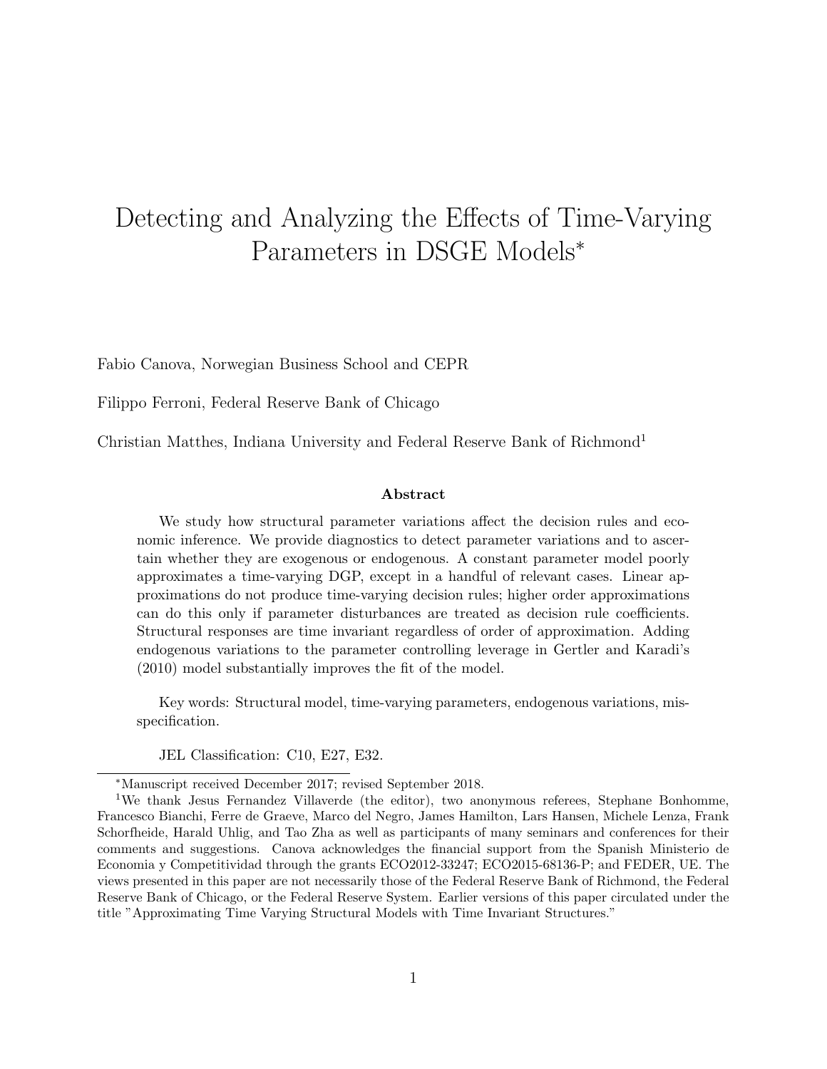# Detecting and Analyzing the Effects of Time-Varying Parameters in DSGE Models*

Fabio Canova, Norwegian Business School and CEPR

Filippo Ferroni, Federal Reserve Bank of Chicago

Christian Matthes, Indiana University and Federal Reserve Bank of Richmond[1]

### Abstract

We study how structural parameter variations affect the decision rules and economic inference. We provide diagnostics to detect parameter variations and to ascertain whether they are exogenous or endogenous. A constant parameter model poorly approximates a time-varying DGP, except in a handful of relevant cases. Linear approximations do not produce time-varying decision rules; higher order approximations can do this only if parameter disturbances are treated as decision rule coefficients. Structural responses are time invariant regardless of order of approximation. Adding endogenous variations to the parameter controlling leverage in Gertler and Karadi's (2010) model substantially improves the fit of the model.

Key words: Structural model, time-varying parameters, endogenous variations, misspecification.

JEL Classification: C10, E27, E32.

---

*Manuscript received December 2017; revised September 2018.

[1]We thank Jesus Fernandez Villaverde (the editor), two anonymous referees, Stephane Bonhomme, Francesco Bianchi, Ferre de Graeve, Marco del Negro, James Hamilton, Lars Hansen, Michele Lenza, Frank Schorfheide, Harald Uhlig, and Tao Zha as well as participants of many seminars and conferences for their comments and suggestions. Canova acknowledges the financial support from the Spanish Ministerio de Economia y Competitividad through the grants ECO2012-33247; ECO2015-68136-P; and FEDER, UE. The views presented in this paper are not necessarily those of the Federal Reserve Bank of Richmond, the Federal Reserve Bank of Chicago, or the Federal Reserve System. Earlier versions of this paper circulated under the title "Approximating Time Varying Structural Models with Time Invariant Structures."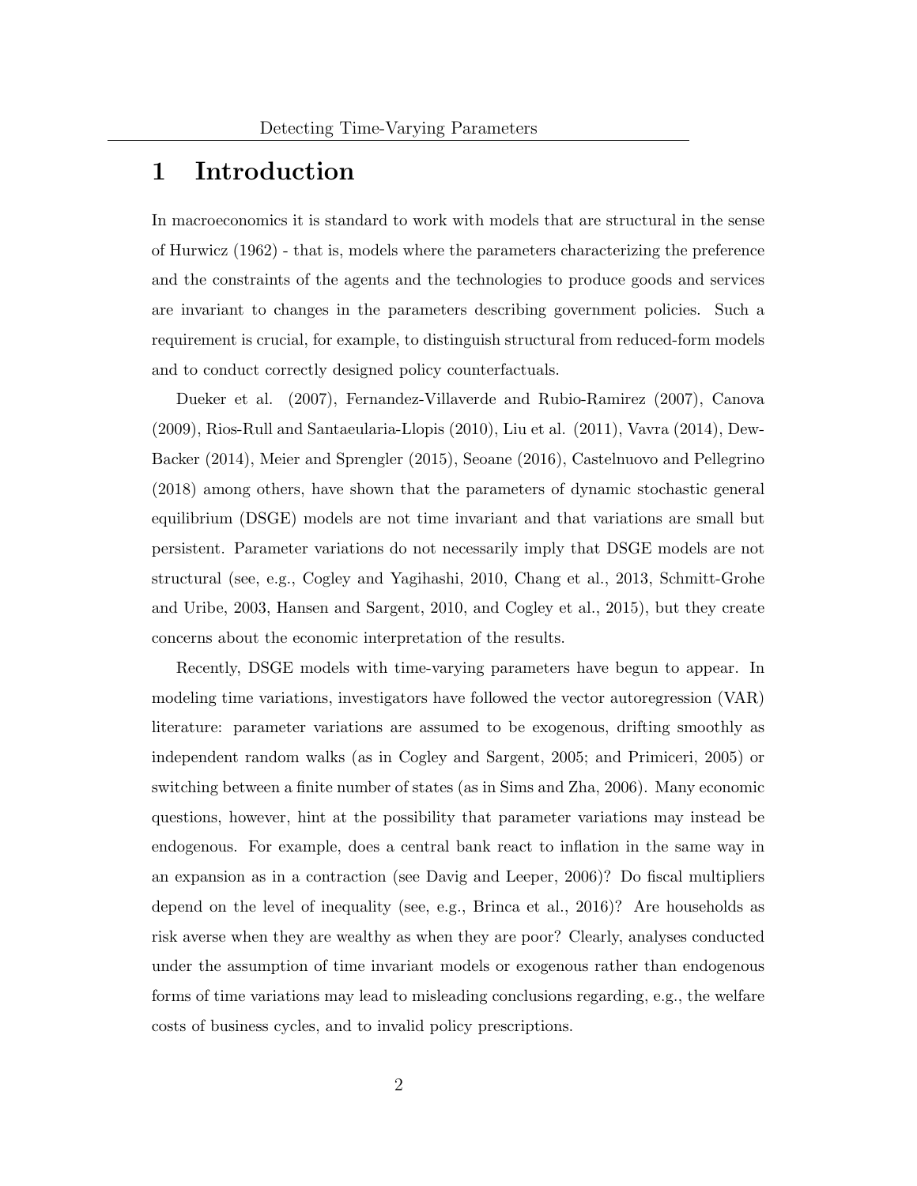# 1 Introduction

In macroeconomics it is standard to work with models that are structural in the sense of Hurwicz (1962) - that is, models where the parameters characterizing the preference and the constraints of the agents and the technologies to produce goods and services are invariant to changes in the parameters describing government policies. Such a requirement is crucial, for example, to distinguish structural from reduced-form models and to conduct correctly designed policy counterfactuals.

Dueker et al. (2007), Fernandez-Villaverde and Rubio-Ramirez (2007), Canova (2009), Rios-Rull and Santaeularia-Llopis (2010), Liu et al. (2011), Vavra (2014), Dew-Backer (2014), Meier and Sprengler (2015), Seoane (2016), Castelnuovo and Pellegrino (2018) among others, have shown that the parameters of dynamic stochastic general equilibrium (DSGE) models are not time invariant and that variations are small but persistent. Parameter variations do not necessarily imply that DSGE models are not structural (see, e.g., Cogley and Yagihashi, 2010, Chang et al., 2013, Schmitt-Grohe and Uribe, 2003, Hansen and Sargent, 2010, and Cogley et al., 2015), but they create concerns about the economic interpretation of the results.

Recently, DSGE models with time-varying parameters have begun to appear. In modeling time variations, investigators have followed the vector autoregression (VAR) literature: parameter variations are assumed to be exogenous, drifting smoothly as independent random walks (as in Cogley and Sargent, 2005; and Primiceri, 2005) or switching between a finite number of states (as in Sims and Zha, 2006). Many economic questions, however, hint at the possibility that parameter variations may instead be endogenous. For example, does a central bank react to inflation in the same way in an expansion as in a contraction (see Davig and Leeper, 2006)? Do fiscal multipliers depend on the level of inequality (see, e.g., Brinca et al., 2016)? Are households as risk averse when they are wealthy as when they are poor? Clearly, analyses conducted under the assumption of time invariant models or exogenous rather than endogenous forms of time variations may lead to misleading conclusions regarding, e.g., the welfare costs of business cycles, and to invalid policy prescriptions.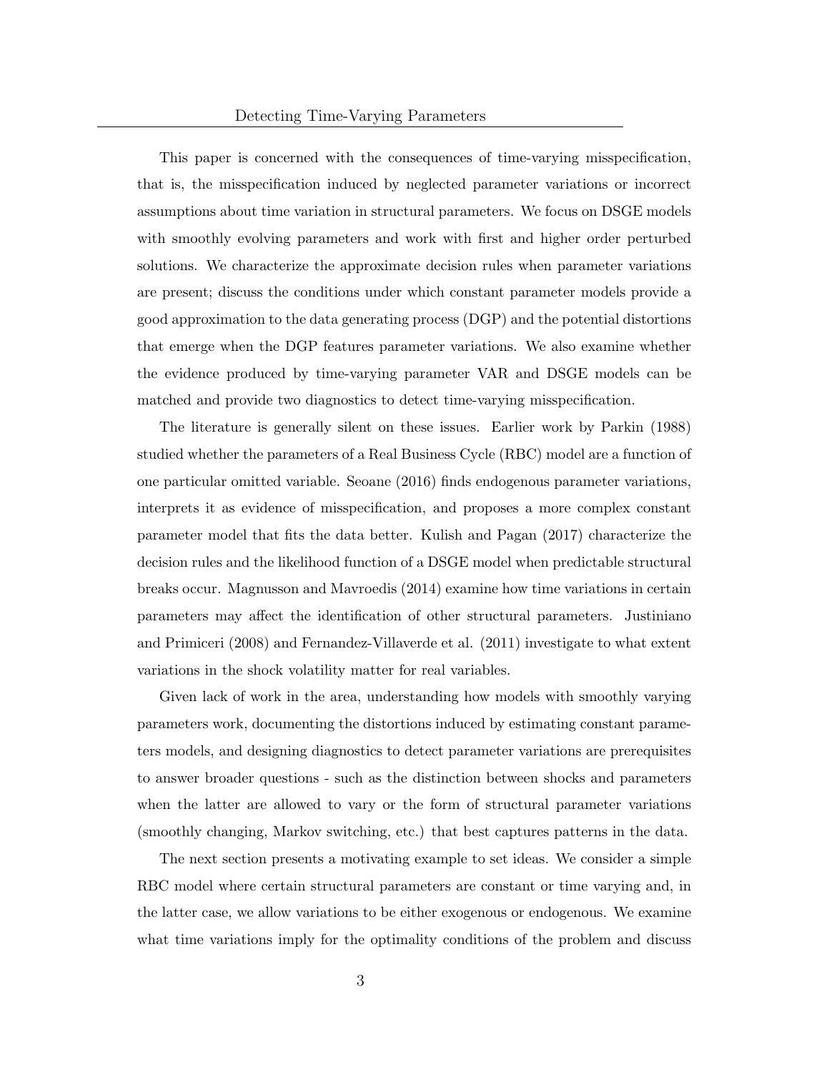This paper is concerned with the consequences of time-varying misspecification, that is, the misspecification induced by neglected parameter variations or incorrect assumptions about time variation in structural parameters. We focus on DSGE models with smoothly evolving parameters and work with first and higher order perturbed solutions. We characterize the approximate decision rules when parameter variations are present; discuss the conditions under which constant parameter models provide a good approximation to the data generating process (DGP) and the potential distortions that emerge when the DGP features parameter variations. We also examine whether the evidence produced by time-varying parameter VAR and DSGE models can be matched and provide two diagnostics to detect time-varying misspecification.

The literature is generally silent on these issues. Earlier work by Parkin (1988) studied whether the parameters of a Real Business Cycle (RBC) model are a function of one particular omitted variable. Seoane (2016) finds endogenous parameter variations, interprets it as evidence of misspecification, and proposes a more complex constant parameter model that fits the data better. Kulish and Pagan (2017) characterize the decision rules and the likelihood function of a DSGE model when predictable structural breaks occur. Magnusson and Mavroedis (2014) examine how time variations in certain parameters may affect the identification of other structural parameters. Justiniano and Primiceri (2008) and Fernandez-Villaverde et al. (2011) investigate to what extent variations in the shock volatility matter for real variables.

Given lack of work in the area, understanding how models with smoothly varying parameters work, documenting the distortions induced by estimating constant parameters models, and designing diagnostics to detect parameter variations are prerequisites to answer broader questions - such as the distinction between shocks and parameters when the latter are allowed to vary or the form of structural parameter variations (smoothly changing, Markov switching, etc.) that best captures patterns in the data.

The next section presents a motivating example to set ideas. We consider a simple RBC model where certain structural parameters are constant or time varying and, in the latter case, we allow variations to be either exogenous or endogenous. We examine what time variations imply for the optimality conditions of the problem and discuss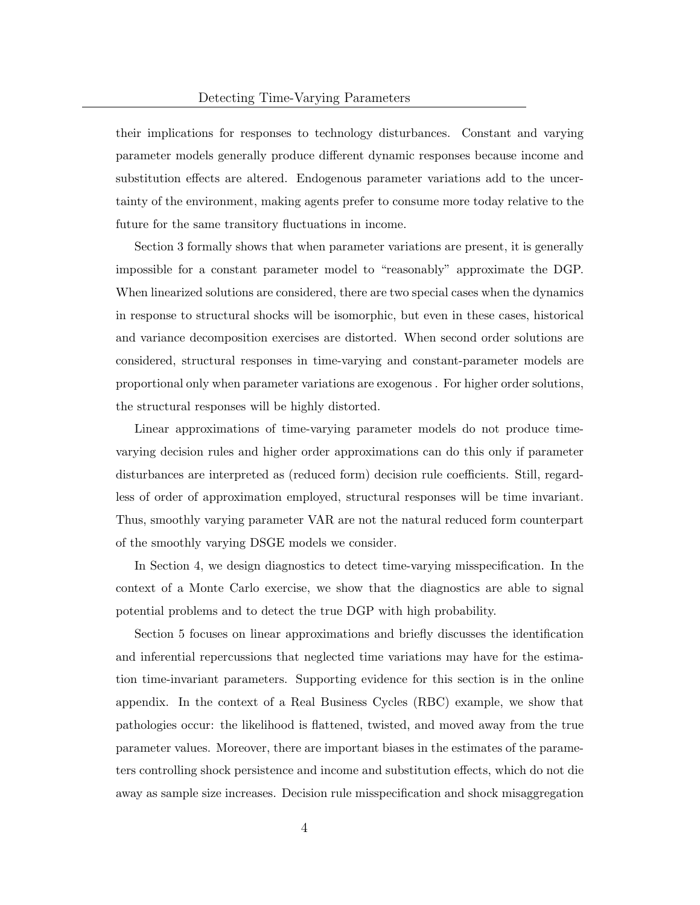their implications for responses to technology disturbances. Constant and varying parameter models generally produce different dynamic responses because income and substitution effects are altered. Endogenous parameter variations add to the uncertainty of the environment, making agents prefer to consume more today relative to the future for the same transitory fluctuations in income.

Section 3 formally shows that when parameter variations are present, it is generally impossible for a constant parameter model to "reasonably" approximate the DGP. When linearized solutions are considered, there are two special cases when the dynamics in response to structural shocks will be isomorphic, but even in these cases, historical and variance decomposition exercises are distorted. When second order solutions are considered, structural responses in time-varying and constant-parameter models are proportional only when parameter variations are exogenous . For higher order solutions, the structural responses will be highly distorted.

Linear approximations of time-varying parameter models do not produce time-varying decision rules and higher order approximations can do this only if parameter disturbances are interpreted as (reduced form) decision rule coefficients. Still, regardless of order of approximation employed, structural responses will be time invariant. Thus, smoothly varying parameter VAR are not the natural reduced form counterpart of the smoothly varying DSGE models we consider.

In Section 4, we design diagnostics to detect time-varying misspecification. In the context of a Monte Carlo exercise, we show that the diagnostics are able to signal potential problems and to detect the true DGP with high probability.

Section 5 focuses on linear approximations and briefly discusses the identification and inferential repercussions that neglected time variations may have for the estimation time-invariant parameters. Supporting evidence for this section is in the online appendix. In the context of a Real Business Cycles (RBC) example, we show that pathologies occur: the likelihood is flattened, twisted, and moved away from the true parameter values. Moreover, there are important biases in the estimates of the parameters controlling shock persistence and income and substitution effects, which do not die away as sample size increases. Decision rule misspecification and shock misaggregation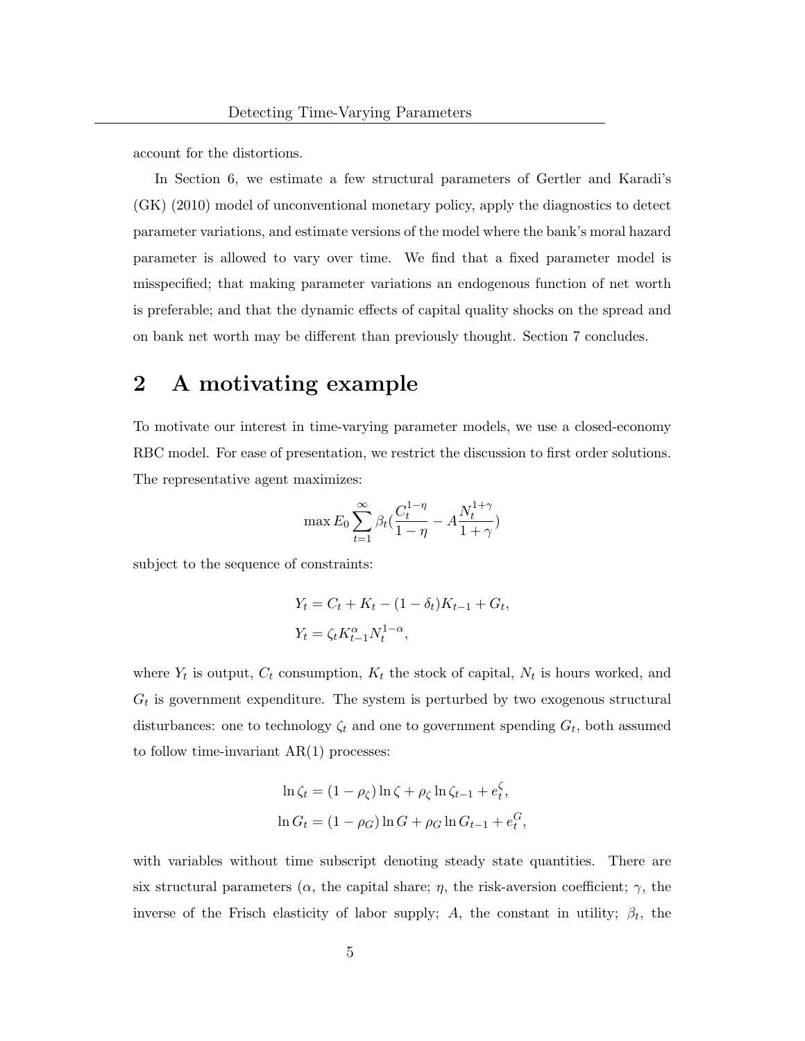account for the distortions.

In Section 6, we estimate a few structural parameters of Gertler and Karadi's (GK) (2010) model of unconventional monetary policy, apply the diagnostics to detect parameter variations, and estimate versions of the model where the bank's moral hazard parameter is allowed to vary over time. We find that a fixed parameter model is misspecified; that making parameter variations an endogenous function of net worth is preferable; and that the dynamic effects of capital quality shocks on the spread and on bank net worth may be different than previously thought. Section 7 concludes.

# 2 A motivating example

To motivate our interest in time-varying parameter models, we use a closed-economy RBC model. For ease of presentation, we restrict the discussion to first order solutions. The representative agent maximizes:

$$\max E_0 \sum_{t=1}^{\infty} \beta_t \left(\frac{C_t^{1-\eta}}{1-\eta} - A\frac{N_t^{1+\gamma}}{1+\gamma}\right)$$

subject to the sequence of constraints:

$$Y_t = C_t + K_t - (1-\delta_t)K_{t-1} + G_t,$$
$$Y_t = \zeta_t K_{t-1}^{\alpha} N_t^{1-\alpha},$$

where $Y_t$ is output, $C_t$ consumption, $K_t$ the stock of capital, $N_t$ is hours worked, and $G_t$ is government expenditure. The system is perturbed by two exogenous structural disturbances: one to technology $\zeta_t$ and one to government spending $G_t$, both assumed to follow time-invariant AR(1) processes:

$$\ln \zeta_t = (1-\rho_\zeta)\ln \zeta + \rho_\zeta \ln \zeta_{t-1} + e_t^{\zeta},$$
$$\ln G_t = (1-\rho_G)\ln G + \rho_G \ln G_{t-1} + e_t^{G},$$

with variables without time subscript denoting steady state quantities. There are six structural parameters ($\alpha$, the capital share; $\eta$, the risk-aversion coefficient; $\gamma$, the inverse of the Frisch elasticity of labor supply; $A$, the constant in utility; $\beta_t$, the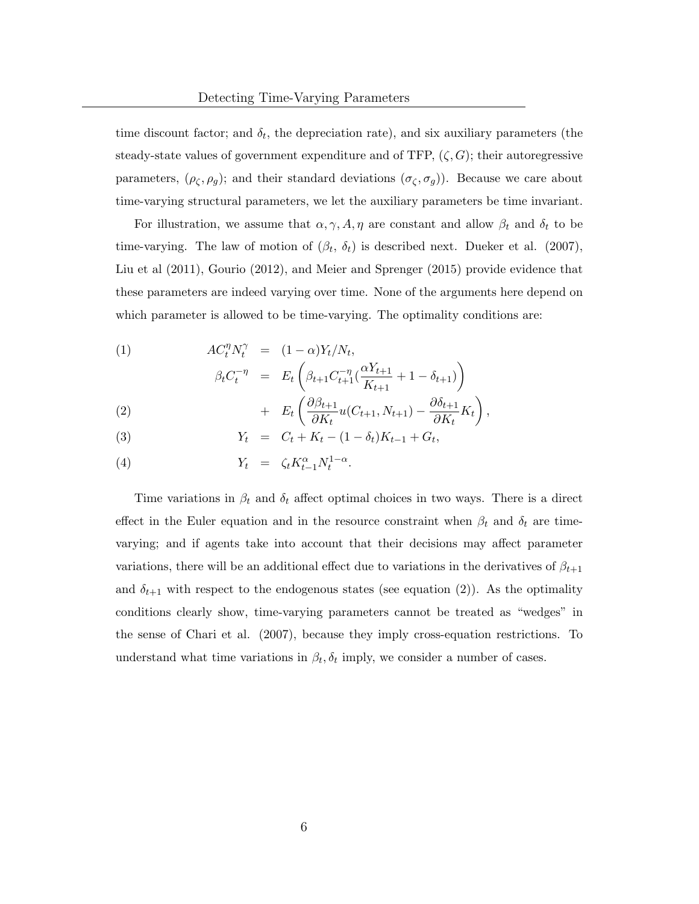time discount factor; and $\delta_t$, the depreciation rate), and six auxiliary parameters (the steady-state values of government expenditure and of TFP, $(\zeta, G)$; their autoregressive parameters, $(\rho_\zeta, \rho_g)$; and their standard deviations $(\sigma_\zeta, \sigma_g)$). Because we care about time-varying structural parameters, we let the auxiliary parameters be time invariant.

For illustration, we assume that $\alpha, \gamma, A, \eta$ are constant and allow $\beta_t$ and $\delta_t$ to be time-varying. The law of motion of $(\beta_t,\, \delta_t)$ is described next. Dueker et al. (2007), Liu et al (2011), Gourio (2012), and Meier and Sprenger (2015) provide evidence that these parameters are indeed varying over time. None of the arguments here depend on which parameter is allowed to be time-varying. The optimality conditions are:

$$
AC_t^{\eta} N_t^{\gamma} = (1-\alpha) Y_t / N_t, \tag{1}
$$

$$
\begin{aligned}
\beta_t C_t^{-\eta} &= E_t \left( \beta_{t+1} C_{t+1}^{-\eta} \left( \frac{\alpha Y_{t+1}}{K_{t+1}} + 1 - \delta_{t+1} \right) \right) \\
&+ E_t \left( \frac{\partial \beta_{t+1}}{\partial K_t} u(C_{t+1}, N_{t+1}) - \frac{\partial \delta_{t+1}}{\partial K_t} K_t \right),
\end{aligned} \tag{2}
$$

$$
Y_t = C_t + K_t - (1-\delta_t) K_{t-1} + G_t, \tag{3}
$$

$$
Y_t = \zeta_t K_{t-1}^{\alpha} N_t^{1-\alpha}. \tag{4}
$$

Time variations in $\beta_t$ and $\delta_t$ affect optimal choices in two ways. There is a direct effect in the Euler equation and in the resource constraint when $\beta_t$ and $\delta_t$ are time-varying; and if agents take into account that their decisions may affect parameter variations, there will be an additional effect due to variations in the derivatives of $\beta_{t+1}$ and $\delta_{t+1}$ with respect to the endogenous states (see equation (2)). As the optimality conditions clearly show, time-varying parameters cannot be treated as "wedges" in the sense of Chari et al. (2007), because they imply cross-equation restrictions. To understand what time variations in $\beta_t, \delta_t$ imply, we consider a number of cases.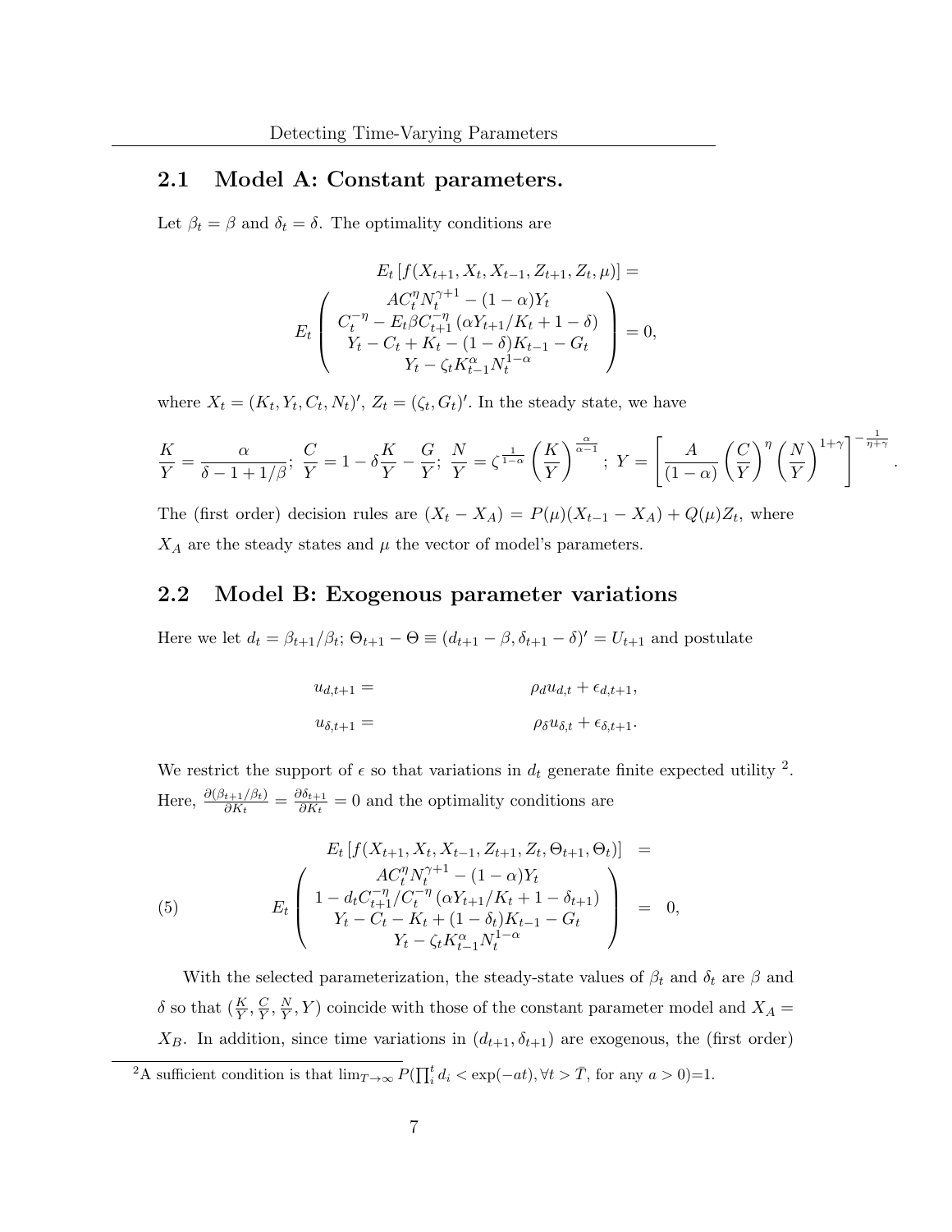## 2.1 Model A: Constant parameters.

Let $\beta_t = \beta$ and $\delta_t = \delta$. The optimality conditions are

$$
E_t \left[ f(X_{t+1}, X_t, X_{t-1}, Z_{t+1}, Z_t, \mu) \right] = E_t \begin{pmatrix} A C_t^{\eta} N_t^{\gamma+1} - (1-\alpha) Y_t \\ C_t^{-\eta} - E_t \beta C_{t+1}^{-\eta} \left( \alpha Y_{t+1}/K_t + 1 - \delta \right) \\ Y_t - C_t + K_t - (1-\delta) K_{t-1} - G_t \\ Y_t - \zeta_t K_{t-1}^{\alpha} N_t^{1-\alpha} \end{pmatrix} = 0,
$$

where $X_t = (K_t, Y_t, C_t, N_t)'$, $Z_t = (\zeta_t, G_t)'$. In the steady state, we have

$$
\frac{K}{Y} = \frac{\alpha}{\delta - 1 + 1/\beta};\ \frac{C}{Y} = 1 - \delta \frac{K}{Y} - \frac{G}{Y};\ \frac{N}{Y} = \zeta^{\frac{1}{1-\alpha}} \left( \frac{K}{Y} \right)^{\frac{\alpha}{\alpha - 1}};\ Y = \left[ \frac{A}{(1-\alpha)} \left( \frac{C}{Y} \right)^{\eta} \left( \frac{N}{Y} \right)^{1+\gamma} \right]^{-\frac{1}{\eta+\gamma}}.
$$

The (first order) decision rules are $(X_t - X_A) = P(\mu)(X_{t-1} - X_A) + Q(\mu) Z_t$, where $X_A$ are the steady states and $\mu$ the vector of model's parameters.

## 2.2 Model B: Exogenous parameter variations

Here we let $d_t = \beta_{t+1}/\beta_t$; $\Theta_{t+1} - \Theta \equiv (d_{t+1} - \beta, \delta_{t+1} - \delta)' = U_{t+1}$ and postulate

$$
\begin{aligned}
u_{d,t+1} &= \rho_d u_{d,t} + \epsilon_{d,t+1}, \\
u_{\delta,t+1} &= \rho_\delta u_{\delta,t} + \epsilon_{\delta,t+1}.
\end{aligned}
$$

We restrict the support of $\epsilon$ so that variations in $d_t$ generate finite expected utility [2]. Here, $\frac{\partial(\beta_{t+1}/\beta_t)}{\partial K_t} = \frac{\partial \delta_{t+1}}{\partial K_t} = 0$ and the optimality conditions are

$$
E_t \left[ f(X_{t+1}, X_t, X_{t-1}, Z_{t+1}, Z_t, \Theta_{t+1}, \Theta_t) \right] = E_t \begin{pmatrix} A C_t^{\eta} N_t^{\gamma+1} - (1-\alpha) Y_t \\ 1 - d_t C_{t+1}^{-\eta} / C_t^{-\eta} \left( \alpha Y_{t+1}/K_t + 1 - \delta_{t+1} \right) \\ Y_t - C_t - K_t + (1-\delta_t) K_{t-1} - G_t \\ Y_t - \zeta_t K_{t-1}^{\alpha} N_t^{1-\alpha} \end{pmatrix} = 0, \tag{5}
$$

With the selected parameterization, the steady-state values of $\beta_t$ and $\delta_t$ are $\beta$ and $\delta$ so that $(\frac{K}{Y}, \frac{C}{Y}, \frac{N}{Y}, Y)$ coincide with those of the constant parameter model and $X_A = X_B$. In addition, since time variations in $(d_{t+1}, \delta_{t+1})$ are exogenous, the (first order)

[2] A sufficient condition is that $\lim_{T \to \infty} P(\prod_i^t d_i < \exp(-at), \forall t > \bar{T}$, for any $a > 0) = 1$.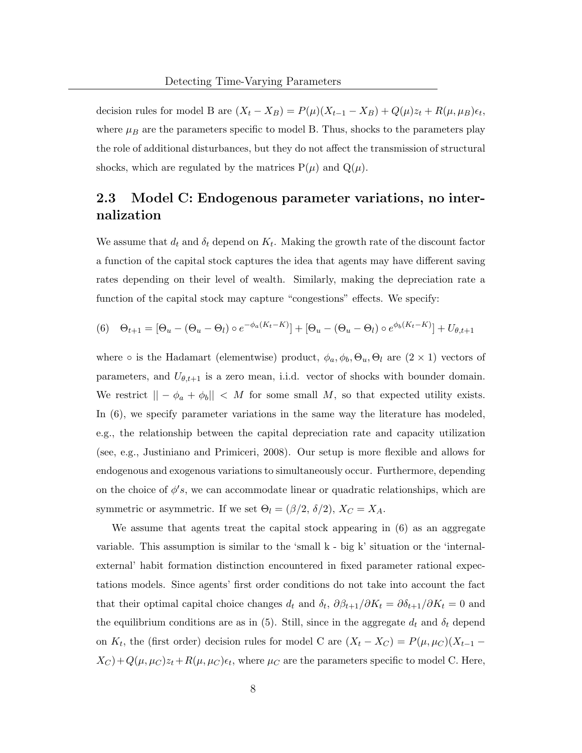decision rules for model B are $(X_t - X_B) = P(\mu)(X_{t-1} - X_B) + Q(\mu)z_t + R(\mu, \mu_B)\epsilon_t$, where $\mu_B$ are the parameters specific to model B. Thus, shocks to the parameters play the role of additional disturbances, but they do not affect the transmission of structural shocks, which are regulated by the matrices $\mathrm{P}(\mu)$ and $\mathrm{Q}(\mu)$.

## 2.3 Model C: Endogenous parameter variations, no internalization

We assume that $d_t$ and $\delta_t$ depend on $K_t$. Making the growth rate of the discount factor a function of the capital stock captures the idea that agents may have different saving rates depending on their level of wealth. Similarly, making the depreciation rate a function of the capital stock may capture "congestions" effects. We specify:

$$(6) \quad \Theta_{t+1} = [\Theta_u - (\Theta_u - \Theta_l) \circ e^{-\phi_a(K_t - K)}] + [\Theta_u - (\Theta_u - \Theta_l) \circ e^{\phi_b(K_t - K)}] + U_{\theta,t+1}$$

where $\circ$ is the Hadamart (elementwise) product, $\phi_a, \phi_b, \Theta_u, \Theta_l$ are $(2 \times 1)$ vectors of parameters, and $U_{\theta,t+1}$ is a zero mean, i.i.d. vector of shocks with bounder domain. We restrict $|| - \phi_a + \phi_b|| < M$ for some small $M$, so that expected utility exists. In (6), we specify parameter variations in the same way the literature has modeled, e.g., the relationship between the capital depreciation rate and capacity utilization (see, e.g., Justiniano and Primiceri, 2008). Our setup is more flexible and allows for endogenous and exogenous variations to simultaneously occur. Furthermore, depending on the choice of $\phi's$, we can accommodate linear or quadratic relationships, which are symmetric or asymmetric. If we set $\Theta_l = (\beta/2,\, \delta/2)$, $X_C = X_A$.

We assume that agents treat the capital stock appearing in (6) as an aggregate variable. This assumption is similar to the 'small k - big k' situation or the 'internal-external' habit formation distinction encountered in fixed parameter rational expectations models. Since agents' first order conditions do not take into account the fact that their optimal capital choice changes $d_t$ and $\delta_t$, $\partial\beta_{t+1}/\partial K_t = \partial\delta_{t+1}/\partial K_t = 0$ and the equilibrium conditions are as in (5). Still, since in the aggregate $d_t$ and $\delta_t$ depend on $K_t$, the (first order) decision rules for model C are $(X_t - X_C) = P(\mu, \mu_C)(X_{t-1} - X_C) + Q(\mu, \mu_C)z_t + R(\mu, \mu_C)\epsilon_t$, where $\mu_C$ are the parameters specific to model C. Here,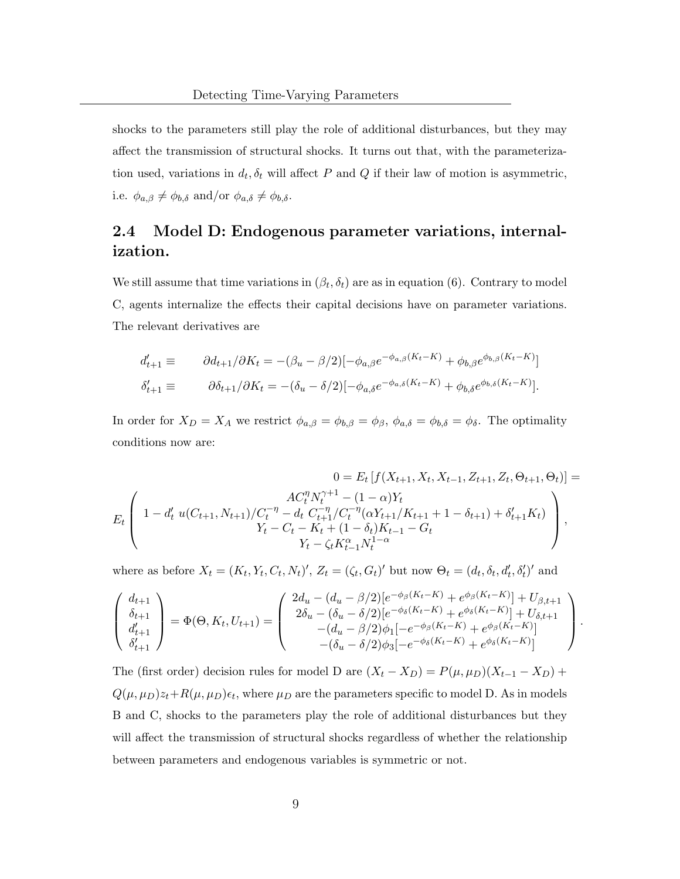shocks to the parameters still play the role of additional disturbances, but they may affect the transmission of structural shocks. It turns out that, with the parameterization used, variations in $d_t, \delta_t$ will affect $P$ and $Q$ if their law of motion is asymmetric, i.e. $\phi_{a,\beta} \neq \phi_{b,\delta}$ and/or $\phi_{a,\delta} \neq \phi_{b,\delta}$.

## 2.4 Model D: Endogenous parameter variations, internalization.

We still assume that time variations in $(\beta_t, \delta_t)$ are as in equation (6). Contrary to model C, agents internalize the effects their capital decisions have on parameter variations. The relevant derivatives are

$$
\begin{aligned}
d'_{t+1} \equiv \qquad & \partial d_{t+1}/\partial K_t = -(\beta_u - \beta/2)[-\phi_{a,\beta} e^{-\phi_{a,\beta}(K_t - K)} + \phi_{b,\beta} e^{\phi_{b,\beta}(K_t - K)}] \\
\delta'_{t+1} \equiv \qquad & \partial \delta_{t+1}/\partial K_t = -(\delta_u - \delta/2)[-\phi_{a,\delta} e^{-\phi_{a,\delta}(K_t - K)} + \phi_{b,\delta} e^{\phi_{b,\delta}(K_t - K)}].
\end{aligned}
$$

In order for $X_D = X_A$ we restrict $\phi_{a,\beta} = \phi_{b,\beta} = \phi_\beta$, $\phi_{a,\delta} = \phi_{b,\delta} = \phi_\delta$. The optimality conditions now are:

$$
0 = E_t \left[ f(X_{t+1}, X_t, X_{t-1}, Z_{t+1}, Z_t, \Theta_{t+1}, \Theta_t) \right] =
$$

$$
E_t \left( \begin{array}{c}
A C_t^\eta N_t^{\gamma+1} - (1-\alpha) Y_t \\
1 - d'_t \; u(C_{t+1}, N_{t+1}) / C_t^{-\eta} - d_t \; C_{t+1}^{-\eta} / C_t^{-\eta} (\alpha Y_{t+1}/K_{t+1} + 1 - \delta_{t+1}) + \delta'_{t+1} K_t) \\
Y_t - C_t - K_t + (1-\delta_t) K_{t-1} - G_t \\
Y_t - \zeta_t K_{t-1}^\alpha N_t^{1-\alpha}
\end{array} \right),
$$

where as before $X_t = (K_t, Y_t, C_t, N_t)'$, $Z_t = (\zeta_t, G_t)'$ but now $\Theta_t = (d_t, \delta_t, d'_t, \delta'_t)'$ and

$$
\left( \begin{array}{c} d_{t+1} \\ \delta_{t+1} \\ d'_{t+1} \\ \delta'_{t+1} \end{array} \right) = \Phi(\Theta, K_t, U_{t+1}) = \left( \begin{array}{c}
2d_u - (d_u - \beta/2)[e^{-\phi_\beta (K_t - K)} + e^{\phi_\beta (K_t - K)}] + U_{\beta,t+1} \\
2\delta_u - (\delta_u - \delta/2)[e^{-\phi_\delta (K_t - K)} + e^{\phi_\delta (K_t - K)}] + U_{\delta,t+1} \\
-(d_u - \beta/2)\phi_1[-e^{-\phi_\beta (K_t - K)} + e^{\phi_\beta (K_t - K)}] \\
-(\delta_u - \delta/2)\phi_3[-e^{-\phi_\delta (K_t - K)} + e^{\phi_\delta (K_t - K)}]
\end{array} \right).
$$

The (first order) decision rules for model D are $(X_t - X_D) = P(\mu, \mu_D)(X_{t-1} - X_D) + Q(\mu, \mu_D) z_t + R(\mu, \mu_D)\epsilon_t$, where $\mu_D$ are the parameters specific to model D. As in models B and C, shocks to the parameters play the role of additional disturbances but they will affect the transmission of structural shocks regardless of whether the relationship between parameters and endogenous variables is symmetric or not.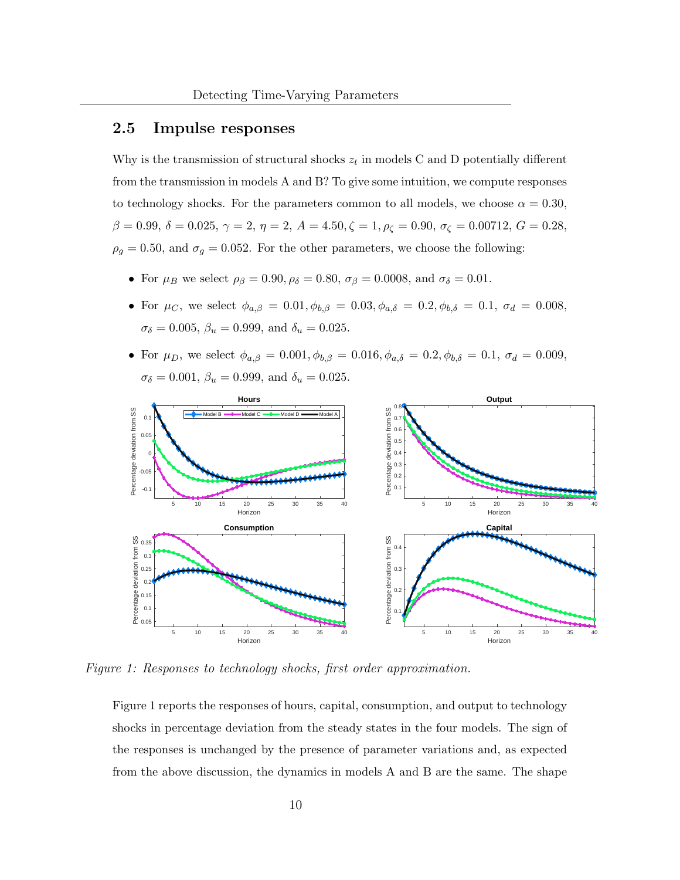## 2.5 Impulse responses

Why is the transmission of structural shocks $z_t$ in models C and D potentially different from the transmission in models A and B? To give some intuition, we compute responses to technology shocks. For the parameters common to all models, we choose $\alpha = 0.30$, $\beta = 0.99$, $\delta = 0.025$, $\gamma = 2$, $\eta = 2$, $A = 4.50$, $\zeta = 1$, $\rho_\zeta = 0.90$, $\sigma_\zeta = 0.00712$, $G = 0.28$, $\rho_g = 0.50$, and $\sigma_g = 0.052$. For the other parameters, we choose the following:

- For $\mu_B$ we select $\rho_\beta = 0.90, \rho_\delta = 0.80$, $\sigma_\beta = 0.0008$, and $\sigma_\delta = 0.01$.
- For $\mu_C$, we select $\phi_{a,\beta} = 0.01, \phi_{b,\beta} = 0.03, \phi_{a,\delta} = 0.2, \phi_{b,\delta} = 0.1$, $\sigma_d = 0.008$, $\sigma_\delta = 0.005$, $\beta_u = 0.999$, and $\delta_u = 0.025$.
- For $\mu_D$, we select $\phi_{a,\beta} = 0.001, \phi_{b,\beta} = 0.016, \phi_{a,\delta} = 0.2, \phi_{b,\delta} = 0.1$, $\sigma_d = 0.009$, $\sigma_\delta = 0.001$, $\beta_u = 0.999$, and $\delta_u = 0.025$.

*Figure 1: Responses to technology shocks, first order approximation.*

Figure 1 reports the responses of hours, capital, consumption, and output to technology shocks in percentage deviation from the steady states in the four models. The sign of the responses is unchanged by the presence of parameter variations and, as expected from the above discussion, the dynamics in models A and B are the same. The shape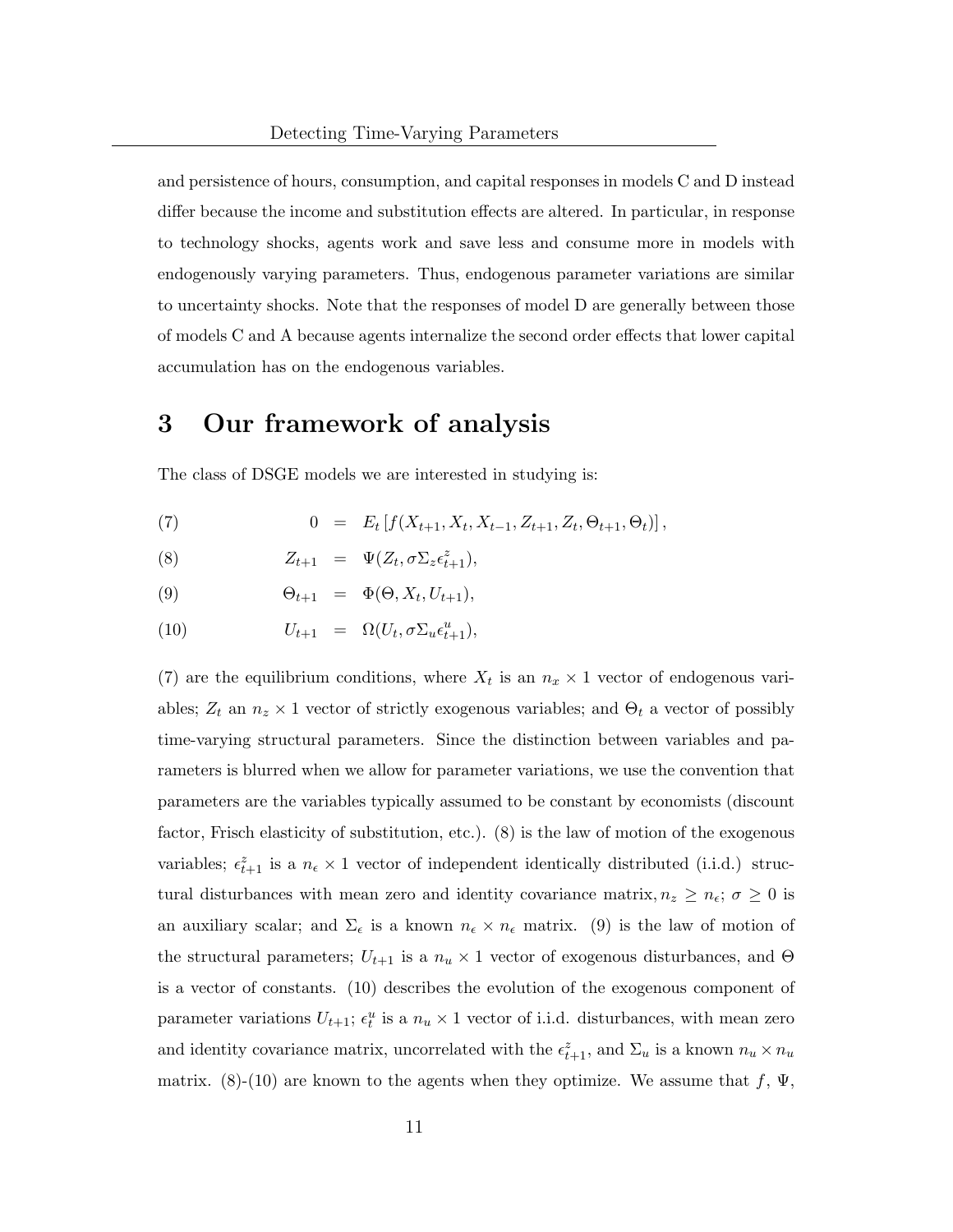and persistence of hours, consumption, and capital responses in models C and D instead differ because the income and substitution effects are altered. In particular, in response to technology shocks, agents work and save less and consume more in models with endogenously varying parameters. Thus, endogenous parameter variations are similar to uncertainty shocks. Note that the responses of model D are generally between those of models C and A because agents internalize the second order effects that lower capital accumulation has on the endogenous variables.

# 3 Our framework of analysis

The class of DSGE models we are interested in studying is:

$$0 = E_t \left[ f(X_{t+1}, X_t, X_{t-1}, Z_{t+1}, Z_t, \Theta_{t+1}, \Theta_t) \right], \tag{7}$$

$$Z_{t+1} = \Psi(Z_t, \sigma \Sigma_z \epsilon^z_{t+1}), \tag{8}$$

$$\Theta_{t+1} = \Phi(\Theta, X_t, U_{t+1}), \tag{9}$$

$$U_{t+1} = \Omega(U_t, \sigma \Sigma_u \epsilon^u_{t+1}), \tag{10}$$

(7) are the equilibrium conditions, where $X_t$ is an $n_x \times 1$ vector of endogenous variables; $Z_t$ an $n_z \times 1$ vector of strictly exogenous variables; and $\Theta_t$ a vector of possibly time-varying structural parameters. Since the distinction between variables and parameters is blurred when we allow for parameter variations, we use the convention that parameters are the variables typically assumed to be constant by economists (discount factor, Frisch elasticity of substitution, etc.). (8) is the law of motion of the exogenous variables; $\epsilon^z_{t+1}$ is a $n_\epsilon \times 1$ vector of independent identically distributed (i.i.d.) structural disturbances with mean zero and identity covariance matrix, $n_z \geq n_\epsilon$; $\sigma \geq 0$ is an auxiliary scalar; and $\Sigma_\epsilon$ is a known $n_\epsilon \times n_\epsilon$ matrix. (9) is the law of motion of the structural parameters; $U_{t+1}$ is a $n_u \times 1$ vector of exogenous disturbances, and $\Theta$ is a vector of constants. (10) describes the evolution of the exogenous component of parameter variations $U_{t+1}$; $\epsilon^u_t$ is a $n_u \times 1$ vector of i.i.d. disturbances, with mean zero and identity covariance matrix, uncorrelated with the $\epsilon^z_{t+1}$, and $\Sigma_u$ is a known $n_u \times n_u$ matrix. (8)-(10) are known to the agents when they optimize. We assume that $f$, $\Psi$,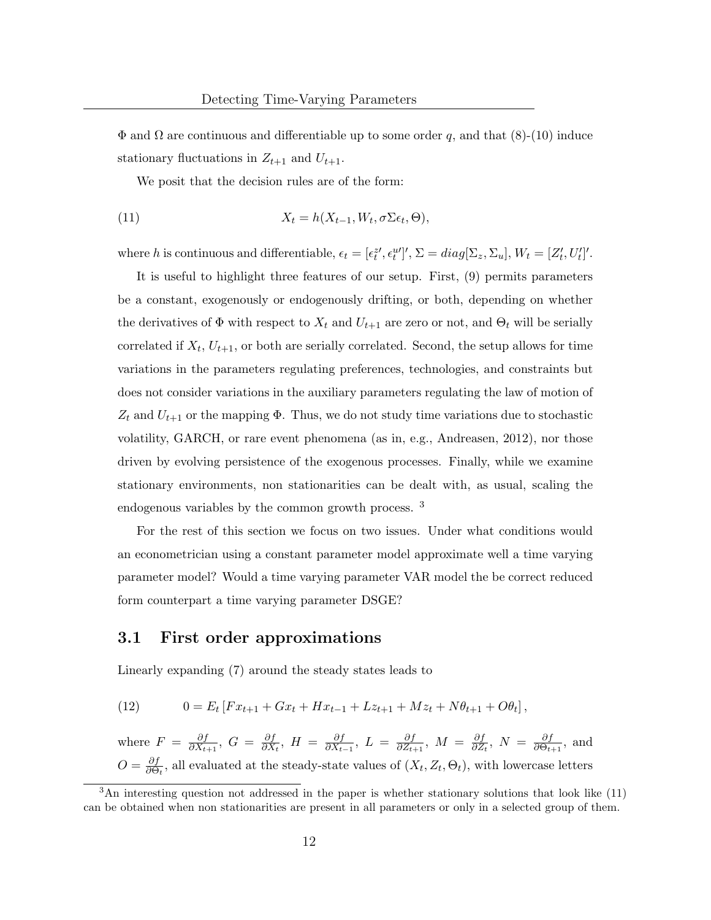$\Phi$ and $\Omega$ are continuous and differentiable up to some order $q$, and that (8)-(10) induce stationary fluctuations in $Z_{t+1}$ and $U_{t+1}$.

We posit that the decision rules are of the form:

$$X_t = h(X_{t-1}, W_t, \sigma\Sigma\epsilon_t, \Theta), \tag{11}$$

where $h$ is continuous and differentiable, $\epsilon_t = [\epsilon_t^{z\prime}, \epsilon_t^{u\prime}]'$, $\Sigma = diag[\Sigma_z, \Sigma_u]$, $W_t = [Z_t', U_t']'$.

It is useful to highlight three features of our setup. First, (9) permits parameters be a constant, exogenously or endogenously drifting, or both, depending on whether the derivatives of $\Phi$ with respect to $X_t$ and $U_{t+1}$ are zero or not, and $\Theta_t$ will be serially correlated if $X_t$, $U_{t+1}$, or both are serially correlated. Second, the setup allows for time variations in the parameters regulating preferences, technologies, and constraints but does not consider variations in the auxiliary parameters regulating the law of motion of $Z_t$ and $U_{t+1}$ or the mapping $\Phi$. Thus, we do not study time variations due to stochastic volatility, GARCH, or rare event phenomena (as in, e.g., Andreasen, 2012), nor those driven by evolving persistence of the exogenous processes. Finally, while we examine stationary environments, non stationarities can be dealt with, as usual, scaling the endogenous variables by the common growth process. [3]

For the rest of this section we focus on two issues. Under what conditions would an econometrician using a constant parameter model approximate well a time varying parameter model? Would a time varying parameter VAR model the be correct reduced form counterpart a time varying parameter DSGE?

## 3.1 First order approximations

Linearly expanding (7) around the steady states leads to

$$0 = E_t \left[ F x_{t+1} + G x_t + H x_{t-1} + L z_{t+1} + M z_t + N \theta_{t+1} + O \theta_t \right], \tag{12}$$

where $F = \frac{\partial f}{\partial X_{t+1}}$, $G = \frac{\partial f}{\partial X_t}$, $H = \frac{\partial f}{\partial X_{t-1}}$, $L = \frac{\partial f}{\partial Z_{t+1}}$, $M = \frac{\partial f}{\partial Z_t}$, $N = \frac{\partial f}{\partial \Theta_{t+1}}$, and $O = \frac{\partial f}{\partial \Theta_t}$, all evaluated at the steady-state values of $(X_t, Z_t, \Theta_t)$, with lowercase letters

[3] An interesting question not addressed in the paper is whether stationary solutions that look like (11) can be obtained when non stationarities are present in all parameters or only in a selected group of them.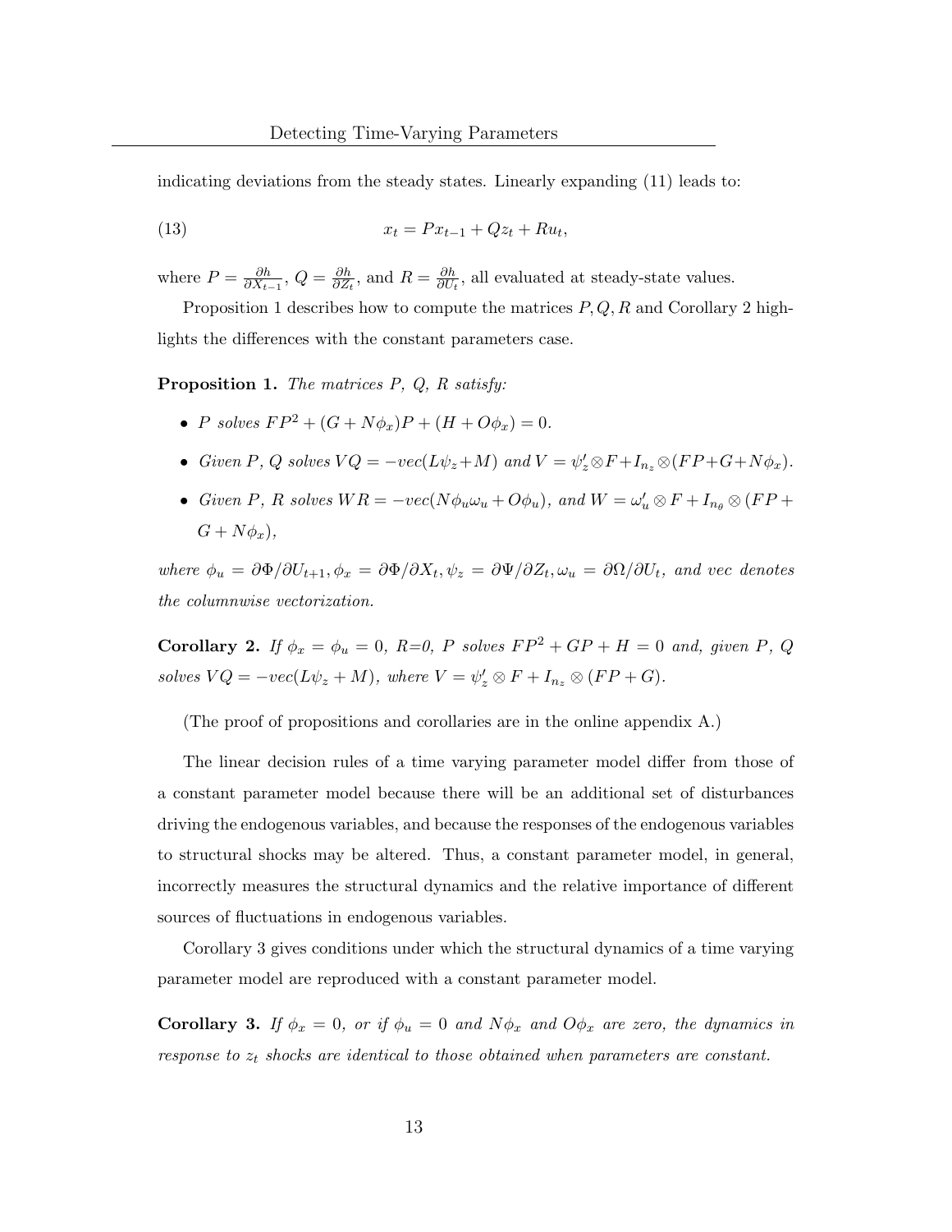indicating deviations from the steady states. Linearly expanding (11) leads to:

$$x_t = Px_{t-1} + Qz_t + Ru_t, \tag{13}$$

where $P = \frac{\partial h}{\partial X_{t-1}}$, $Q = \frac{\partial h}{\partial Z_t}$, and $R = \frac{\partial h}{\partial U_t}$, all evaluated at steady-state values.

Proposition 1 describes how to compute the matrices $P, Q, R$ and Corollary 2 highlights the differences with the constant parameters case.

**Proposition 1.** *The matrices P, Q, R satisfy:*

- *$P$ solves $FP^2 + (G + N\phi_x)P + (H + O\phi_x) = 0$.*
- *Given $P$, $Q$ solves $VQ = -vec(L\psi_z + M)$ and $V = \psi_z' \otimes F + I_{n_z} \otimes (FP + G + N\phi_x)$.*
- *Given $P$, $R$ solves $WR = -vec(N\phi_u\omega_u + O\phi_u)$, and $W = \omega_u' \otimes F + I_{n_\theta} \otimes (FP + G + N\phi_x)$,*

*where $\phi_u = \partial\Phi/\partial U_{t+1}, \phi_x = \partial\Phi/\partial X_t, \psi_z = \partial\Psi/\partial Z_t, \omega_u = \partial\Omega/\partial U_t$, and vec denotes the columnwise vectorization.*

**Corollary 2.** *If $\phi_x = \phi_u = 0$, $R$=0, $P$ solves $FP^2 + GP + H = 0$ and, given $P$, $Q$ solves $VQ = -vec(L\psi_z + M)$, where $V = \psi_z' \otimes F + I_{n_z} \otimes (FP + G)$.*

(The proof of propositions and corollaries are in the online appendix A.)

The linear decision rules of a time varying parameter model differ from those of a constant parameter model because there will be an additional set of disturbances driving the endogenous variables, and because the responses of the endogenous variables to structural shocks may be altered. Thus, a constant parameter model, in general, incorrectly measures the structural dynamics and the relative importance of different sources of fluctuations in endogenous variables.

Corollary 3 gives conditions under which the structural dynamics of a time varying parameter model are reproduced with a constant parameter model.

**Corollary 3.** *If $\phi_x = 0$, or if $\phi_u = 0$ and $N\phi_x$ and $O\phi_x$ are zero, the dynamics in response to $z_t$ shocks are identical to those obtained when parameters are constant.*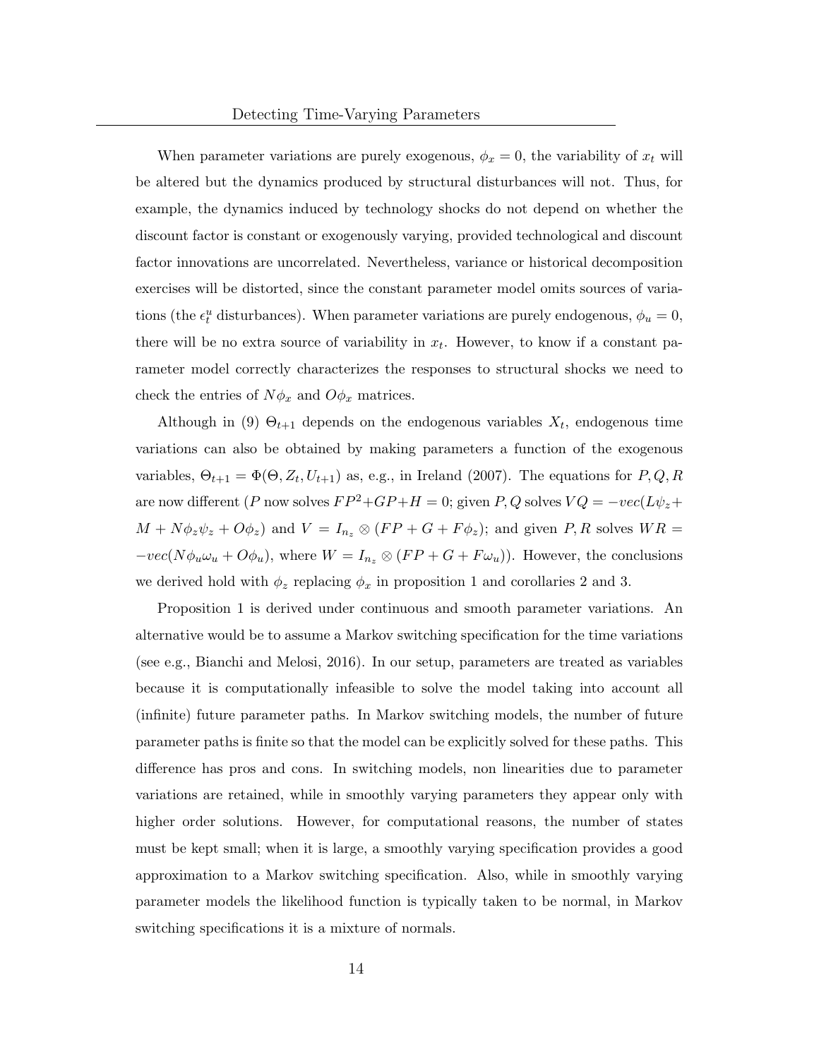When parameter variations are purely exogenous, $\phi_x = 0$, the variability of $x_t$ will be altered but the dynamics produced by structural disturbances will not. Thus, for example, the dynamics induced by technology shocks do not depend on whether the discount factor is constant or exogenously varying, provided technological and discount factor innovations are uncorrelated. Nevertheless, variance or historical decomposition exercises will be distorted, since the constant parameter model omits sources of variations (the $\epsilon_t^u$ disturbances). When parameter variations are purely endogenous, $\phi_u = 0$, there will be no extra source of variability in $x_t$. However, to know if a constant parameter model correctly characterizes the responses to structural shocks we need to check the entries of $N\phi_x$ and $O\phi_x$ matrices.

Although in (9) $\Theta_{t+1}$ depends on the endogenous variables $X_t$, endogenous time variations can also be obtained by making parameters a function of the exogenous variables, $\Theta_{t+1} = \Phi(\Theta, Z_t, U_{t+1})$ as, e.g., in Ireland (2007). The equations for $P, Q, R$ are now different ($P$ now solves $FP^2 + GP + H = 0$; given $P, Q$ solves $VQ = -vec(L\psi_z + M + N\phi_z\psi_z + O\phi_z)$ and $V = I_{n_z} \otimes (FP + G + F\phi_z)$; and given $P, R$ solves $WR = -vec(N\phi_u\omega_u + O\phi_u)$, where $W = I_{n_z} \otimes (FP + G + F\omega_u)$). However, the conclusions we derived hold with $\phi_z$ replacing $\phi_x$ in proposition 1 and corollaries 2 and 3.

Proposition 1 is derived under continuous and smooth parameter variations. An alternative would be to assume a Markov switching specification for the time variations (see e.g., Bianchi and Melosi, 2016). In our setup, parameters are treated as variables because it is computationally infeasible to solve the model taking into account all (infinite) future parameter paths. In Markov switching models, the number of future parameter paths is finite so that the model can be explicitly solved for these paths. This difference has pros and cons. In switching models, non linearities due to parameter variations are retained, while in smoothly varying parameters they appear only with higher order solutions. However, for computational reasons, the number of states must be kept small; when it is large, a smoothly varying specification provides a good approximation to a Markov switching specification. Also, while in smoothly varying parameter models the likelihood function is typically taken to be normal, in Markov switching specifications it is a mixture of normals.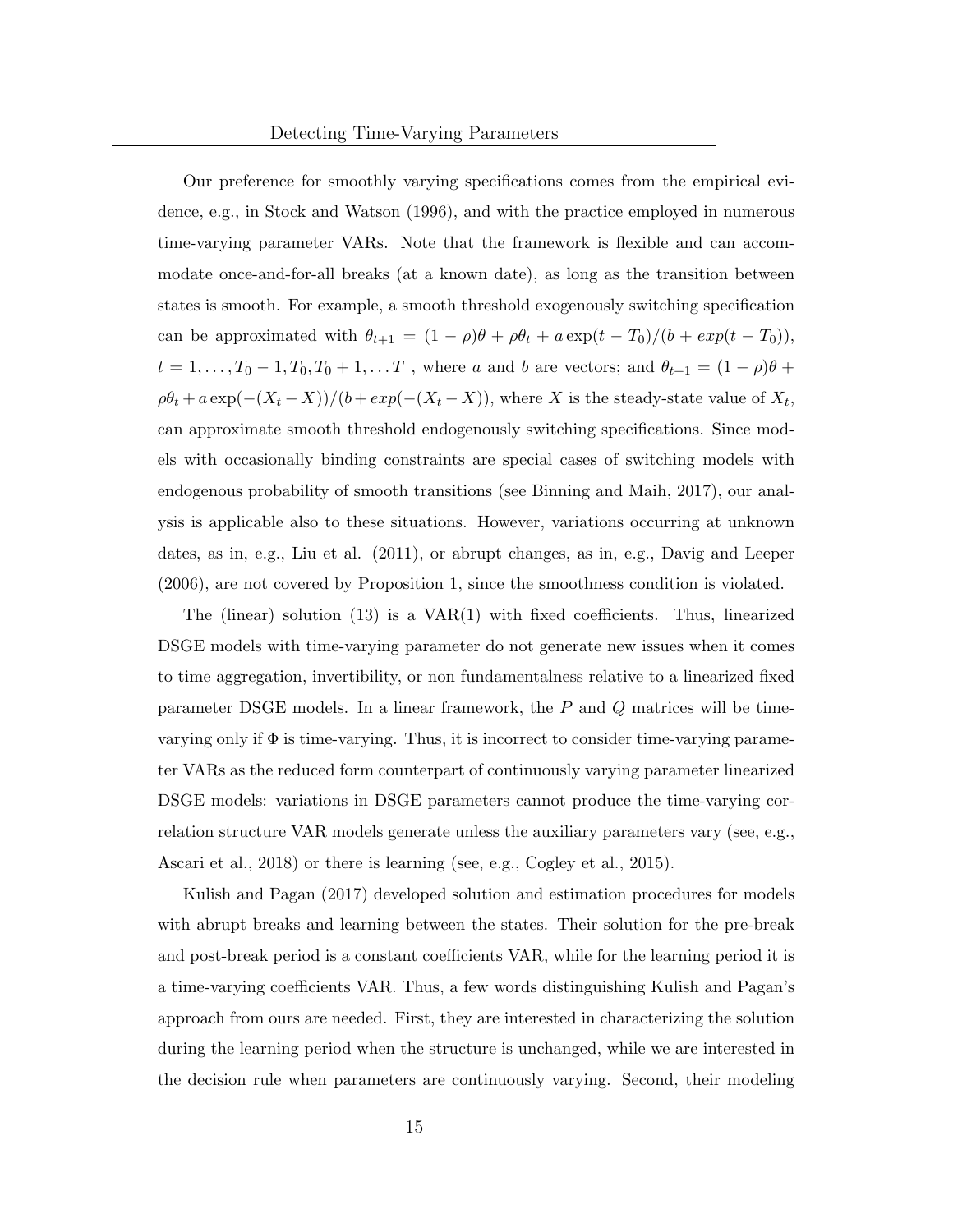Our preference for smoothly varying specifications comes from the empirical evidence, e.g., in Stock and Watson (1996), and with the practice employed in numerous time-varying parameter VARs. Note that the framework is flexible and can accommodate once-and-for-all breaks (at a known date), as long as the transition between states is smooth. For example, a smooth threshold exogenously switching specification can be approximated with $\theta_{t+1} = (1-\rho)\theta + \rho\theta_t + a\exp(t-T_0)/(b+exp(t-T_0))$, $t = 1,\ldots,T_0-1, T_0, T_0+1,\ldots T$ , where $a$ and $b$ are vectors; and $\theta_{t+1} = (1-\rho)\theta + \rho\theta_t + a\exp(-(X_t - X))/(b+exp(-(X_t-X))$, where $X$ is the steady-state value of $X_t$, can approximate smooth threshold endogenously switching specifications. Since models with occasionally binding constraints are special cases of switching models with endogenous probability of smooth transitions (see Binning and Maih, 2017), our analysis is applicable also to these situations. However, variations occurring at unknown dates, as in, e.g., Liu et al. (2011), or abrupt changes, as in, e.g., Davig and Leeper (2006), are not covered by Proposition 1, since the smoothness condition is violated.

The (linear) solution (13) is a VAR(1) with fixed coefficients. Thus, linearized DSGE models with time-varying parameter do not generate new issues when it comes to time aggregation, invertibility, or non fundamentalness relative to a linearized fixed parameter DSGE models. In a linear framework, the $P$ and $Q$ matrices will be time-varying only if $\Phi$ is time-varying. Thus, it is incorrect to consider time-varying parameter VARs as the reduced form counterpart of continuously varying parameter linearized DSGE models: variations in DSGE parameters cannot produce the time-varying correlation structure VAR models generate unless the auxiliary parameters vary (see, e.g., Ascari et al., 2018) or there is learning (see, e.g., Cogley et al., 2015).

Kulish and Pagan (2017) developed solution and estimation procedures for models with abrupt breaks and learning between the states. Their solution for the pre-break and post-break period is a constant coefficients VAR, while for the learning period it is a time-varying coefficients VAR. Thus, a few words distinguishing Kulish and Pagan's approach from ours are needed. First, they are interested in characterizing the solution during the learning period when the structure is unchanged, while we are interested in the decision rule when parameters are continuously varying. Second, their modeling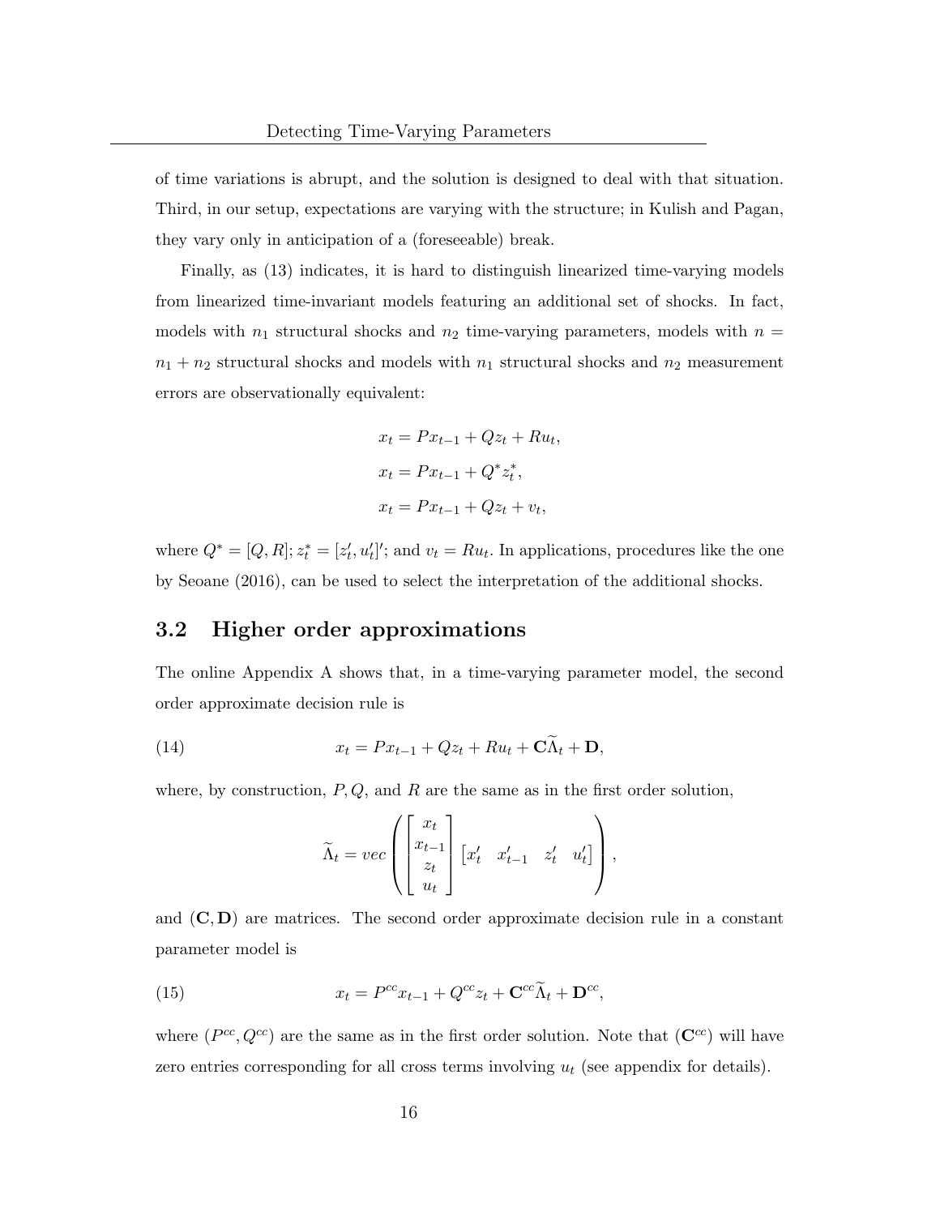of time variations is abrupt, and the solution is designed to deal with that situation. Third, in our setup, expectations are varying with the structure; in Kulish and Pagan, they vary only in anticipation of a (foreseeable) break.

Finally, as (13) indicates, it is hard to distinguish linearized time-varying models from linearized time-invariant models featuring an additional set of shocks. In fact, models with $n_1$ structural shocks and $n_2$ time-varying parameters, models with $n = n_1 + n_2$ structural shocks and models with $n_1$ structural shocks and $n_2$ measurement errors are observationally equivalent:

$$
\begin{aligned}
x_t &= Px_{t-1} + Qz_t + Ru_t, \\
x_t &= Px_{t-1} + Q^* z_t^*, \\
x_t &= Px_{t-1} + Qz_t + v_t,
\end{aligned}
$$

where $Q^* = [Q, R]; z_t^* = [z_t', u_t']'$; and $v_t = Ru_t$. In applications, procedures like the one by Seoane (2016), can be used to select the interpretation of the additional shocks.

## 3.2 Higher order approximations

The online Appendix A shows that, in a time-varying parameter model, the second order approximate decision rule is

$$
x_t = Px_{t-1} + Qz_t + Ru_t + \mathbf{C}\widetilde{\Lambda}_t + \mathbf{D}, \tag{14}
$$

where, by construction, $P, Q$, and $R$ are the same as in the first order solution,

$$
\widetilde{\Lambda}_t = vec\left( \begin{bmatrix} x_t \\ x_{t-1} \\ z_t \\ u_t \end{bmatrix} \begin{bmatrix} x_t' & x_{t-1}' & z_t' & u_t' \end{bmatrix} \right),
$$

and $(\mathbf{C}, \mathbf{D})$ are matrices. The second order approximate decision rule in a constant parameter model is

$$
x_t = P^{cc}x_{t-1} + Q^{cc}z_t + \mathbf{C}^{cc}\widetilde{\Lambda}_t + \mathbf{D}^{cc}, \tag{15}
$$

where $(P^{cc}, Q^{cc})$ are the same as in the first order solution. Note that $(\mathbf{C}^{cc})$ will have zero entries corresponding for all cross terms involving $u_t$ (see appendix for details).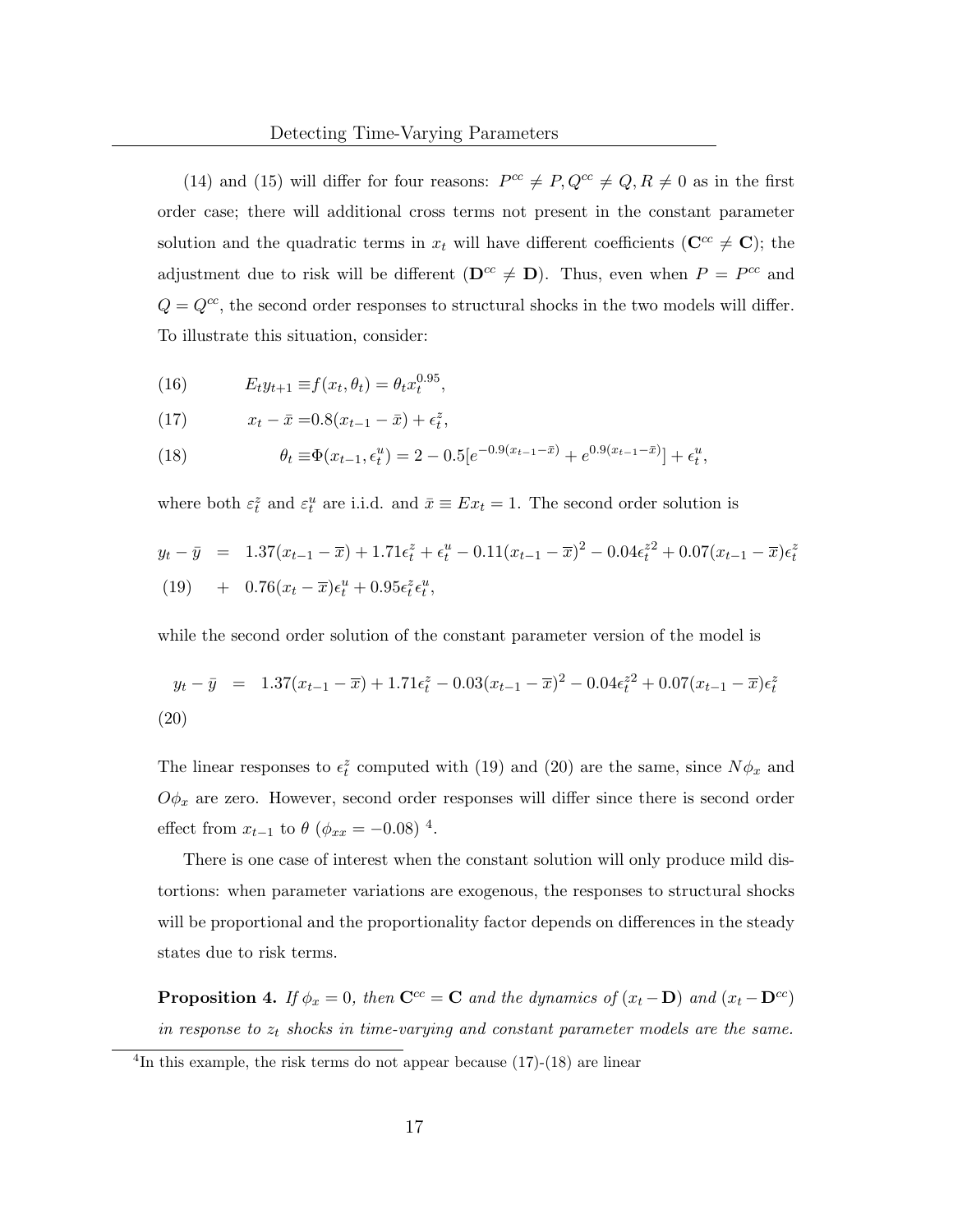(14) and (15) will differ for four reasons: $P^{cc} \neq P, Q^{cc} \neq Q, R \neq 0$ as in the first order case; there will additional cross terms not present in the constant parameter solution and the quadratic terms in $x_t$ will have different coefficients ($\mathbf{C}^{cc} \neq \mathbf{C}$); the adjustment due to risk will be different ($\mathbf{D}^{cc} \neq \mathbf{D}$). Thus, even when $P = P^{cc}$ and $Q = Q^{cc}$, the second order responses to structural shocks in the two models will differ. To illustrate this situation, consider:

$$E_t y_{t+1} \equiv f(x_t, \theta_t) = \theta_t x_t^{0.95}, \tag{16}$$

$$x_t - \bar{x} = 0.8(x_{t-1} - \bar{x}) + \epsilon_t^z, \tag{17}$$

$$\theta_t \equiv \Phi(x_{t-1}, \epsilon_t^u) = 2 - 0.5[e^{-0.9(x_{t-1}-\bar{x})} + e^{0.9(x_{t-1}-\bar{x})}] + \epsilon_t^u, \tag{18}$$

where both $\varepsilon_t^z$ and $\varepsilon_t^u$ are i.i.d. and $\bar{x} \equiv Ex_t = 1$. The second order solution is

$$\begin{aligned} y_t - \bar{y} &= 1.37(x_{t-1} - \overline{x}) + 1.71\epsilon_t^z + \epsilon_t^u - 0.11(x_{t-1} - \overline{x})^2 - 0.04\epsilon_t^{z2} + 0.07(x_{t-1} - \overline{x})\epsilon_t^z \\ &+ 0.76(x_t - \overline{x})\epsilon_t^u + 0.95\epsilon_t^z\epsilon_t^u, \end{aligned} \tag{19}$$

while the second order solution of the constant parameter version of the model is

$$y_t - \bar{y} = 1.37(x_{t-1} - \overline{x}) + 1.71\epsilon_t^z - 0.03(x_{t-1} - \overline{x})^2 - 0.04\epsilon_t^{z2} + 0.07(x_{t-1} - \overline{x})\epsilon_t^z \tag{20}$$

The linear responses to $\epsilon_t^z$ computed with (19) and (20) are the same, since $N\phi_x$ and $O\phi_x$ are zero. However, second order responses will differ since there is second order effect from $x_{t-1}$ to $\theta$ ($\phi_{xx} = -0.08$) [4].

There is one case of interest when the constant solution will only produce mild distortions: when parameter variations are exogenous, the responses to structural shocks will be proportional and the proportionality factor depends on differences in the steady states due to risk terms.

**Proposition 4.** *If $\phi_x = 0$, then $\mathbf{C}^{cc} = \mathbf{C}$ and the dynamics of $(x_t - \mathbf{D})$ and $(x_t - \mathbf{D}^{cc})$ in response to $z_t$ shocks in time-varying and constant parameter models are the same.*

[4] In this example, the risk terms do not appear because (17)-(18) are linear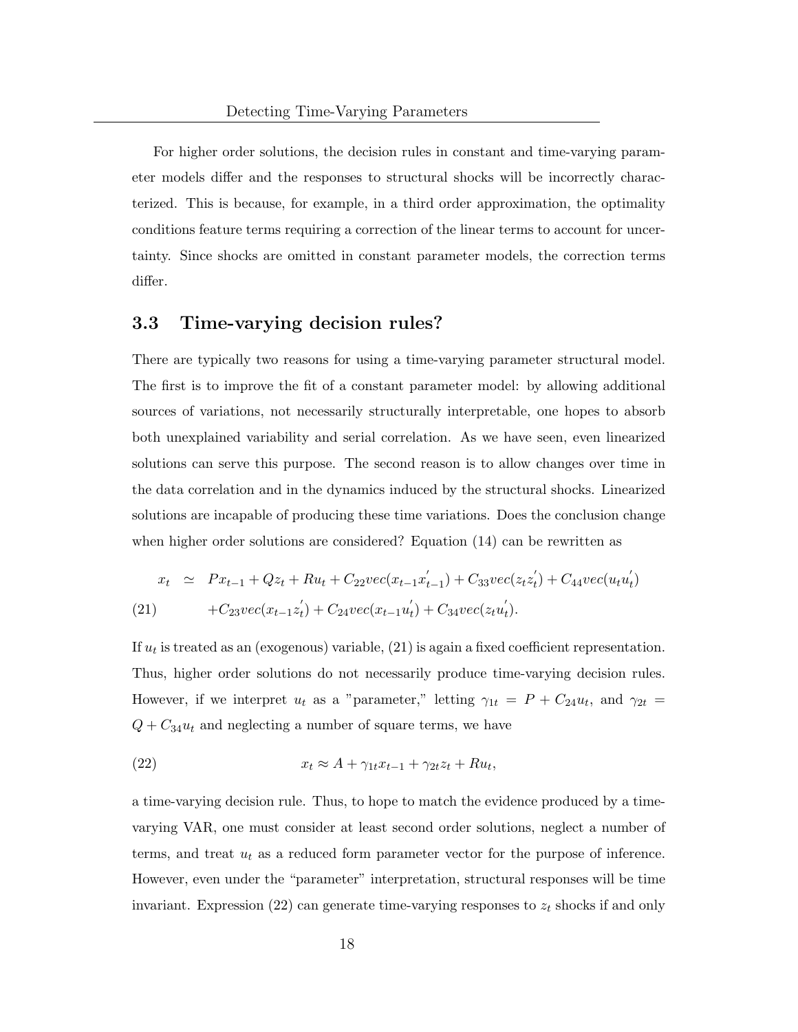For higher order solutions, the decision rules in constant and time-varying parameter models differ and the responses to structural shocks will be incorrectly characterized. This is because, for example, in a third order approximation, the optimality conditions feature terms requiring a correction of the linear terms to account for uncertainty. Since shocks are omitted in constant parameter models, the correction terms differ.

## 3.3 Time-varying decision rules?

There are typically two reasons for using a time-varying parameter structural model. The first is to improve the fit of a constant parameter model: by allowing additional sources of variations, not necessarily structurally interpretable, one hopes to absorb both unexplained variability and serial correlation. As we have seen, even linearized solutions can serve this purpose. The second reason is to allow changes over time in the data correlation and in the dynamics induced by the structural shocks. Linearized solutions are incapable of producing these time variations. Does the conclusion change when higher order solutions are considered? Equation (14) can be rewritten as

$$
\begin{aligned}
x_t \;\; &\simeq \;\; Px_{t-1} + Qz_t + Ru_t + C_{22}vec(x_{t-1}x_{t-1}^{'}) + C_{33}vec(z_t z_t^{'}) + C_{44}vec(u_t u_t^{'}) \\
&\quad + C_{23}vec(x_{t-1}z_t^{'}) + C_{24}vec(x_{t-1}u_t^{'}) + C_{34}vec(z_t u_t^{'}). \qquad (21)
\end{aligned}
$$

If $u_t$ is treated as an (exogenous) variable, (21) is again a fixed coefficient representation. Thus, higher order solutions do not necessarily produce time-varying decision rules. However, if we interpret $u_t$ as a "parameter," letting $\gamma_{1t} = P + C_{24}u_t$, and $\gamma_{2t} = Q + C_{34}u_t$ and neglecting a number of square terms, we have

$$
x_t \approx A + \gamma_{1t}x_{t-1} + \gamma_{2t}z_t + Ru_t, \qquad (22)
$$

a time-varying decision rule. Thus, to hope to match the evidence produced by a time-varying VAR, one must consider at least second order solutions, neglect a number of terms, and treat $u_t$ as a reduced form parameter vector for the purpose of inference. However, even under the "parameter" interpretation, structural responses will be time invariant. Expression (22) can generate time-varying responses to $z_t$ shocks if and only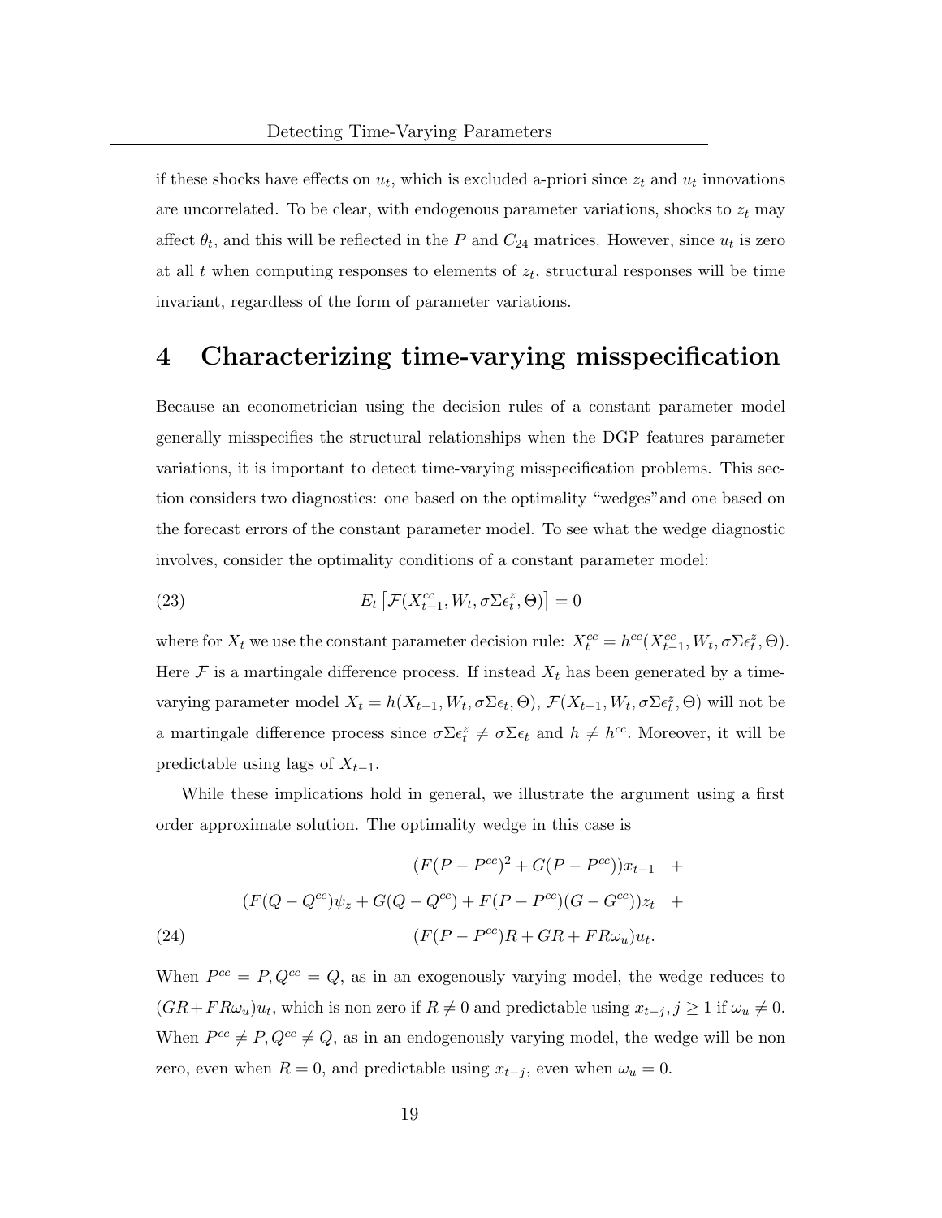if these shocks have effects on $u_t$, which is excluded a-priori since $z_t$ and $u_t$ innovations are uncorrelated. To be clear, with endogenous parameter variations, shocks to $z_t$ may affect $\theta_t$, and this will be reflected in the $P$ and $C_{24}$ matrices. However, since $u_t$ is zero at all $t$ when computing responses to elements of $z_t$, structural responses will be time invariant, regardless of the form of parameter variations.

# 4 Characterizing time-varying misspecification

Because an econometrician using the decision rules of a constant parameter model generally misspecifies the structural relationships when the DGP features parameter variations, it is important to detect time-varying misspecification problems. This section considers two diagnostics: one based on the optimality "wedges" and one based on the forecast errors of the constant parameter model. To see what the wedge diagnostic involves, consider the optimality conditions of a constant parameter model:

$$E_t \left[ \mathcal{F}(X_{t-1}^{cc}, W_t, \sigma\Sigma\epsilon_t^z, \Theta) \right] = 0 \tag{23}$$

where for $X_t$ we use the constant parameter decision rule: $X_t^{cc} = h^{cc}(X_{t-1}^{cc}, W_t, \sigma\Sigma\epsilon_t^z, \Theta)$. Here $\mathcal{F}$ is a martingale difference process. If instead $X_t$ has been generated by a time-varying parameter model $X_t = h(X_{t-1}, W_t, \sigma\Sigma\epsilon_t, \Theta)$, $\mathcal{F}(X_{t-1}, W_t, \sigma\Sigma\epsilon_t^z, \Theta)$ will not be a martingale difference process since $\sigma\Sigma\epsilon_t^z \neq \sigma\Sigma\epsilon_t$ and $h \neq h^{cc}$. Moreover, it will be predictable using lags of $X_{t-1}$.

While these implications hold in general, we illustrate the argument using a first order approximate solution. The optimality wedge in this case is

$$\begin{aligned} &(F(P - P^{cc})^2 + G(P - P^{cc}))x_{t-1} \quad + \\ (F(Q - Q^{cc})\psi_z + G(Q - Q^{cc}) + &F(P - P^{cc})(G - G^{cc}))z_t \quad + \\ &(F(P - P^{cc})R + GR + FR\omega_u)u_t. \end{aligned} \tag{24}$$

When $P^{cc} = P, Q^{cc} = Q$, as in an exogenously varying model, the wedge reduces to $(GR + FR\omega_u)u_t$, which is non zero if $R \neq 0$ and predictable using $x_{t-j}, j \geq 1$ if $\omega_u \neq 0$. When $P^{cc} \neq P, Q^{cc} \neq Q$, as in an endogenously varying model, the wedge will be non zero, even when $R = 0$, and predictable using $x_{t-j}$, even when $\omega_u = 0$.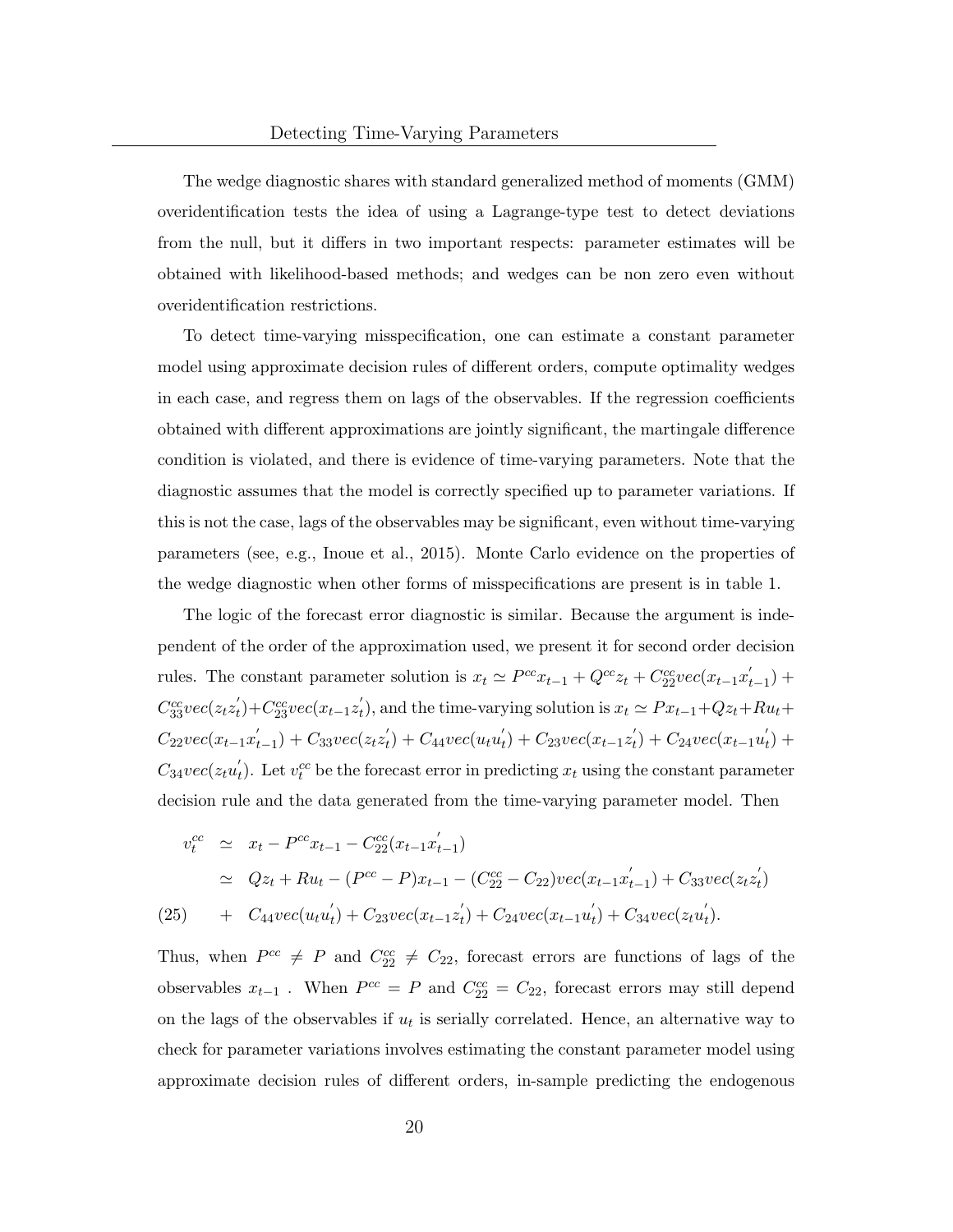The wedge diagnostic shares with standard generalized method of moments (GMM) overidentification tests the idea of using a Lagrange-type test to detect deviations from the null, but it differs in two important respects: parameter estimates will be obtained with likelihood-based methods; and wedges can be non zero even without overidentification restrictions.

To detect time-varying misspecification, one can estimate a constant parameter model using approximate decision rules of different orders, compute optimality wedges in each case, and regress them on lags of the observables. If the regression coefficients obtained with different approximations are jointly significant, the martingale difference condition is violated, and there is evidence of time-varying parameters. Note that the diagnostic assumes that the model is correctly specified up to parameter variations. If this is not the case, lags of the observables may be significant, even without time-varying parameters (see, e.g., Inoue et al., 2015). Monte Carlo evidence on the properties of the wedge diagnostic when other forms of misspecifications are present is in table 1.

The logic of the forecast error diagnostic is similar. Because the argument is independent of the order of the approximation used, we present it for second order decision rules. The constant parameter solution is $x_t \simeq P^{cc}x_{t-1} + Q^{cc}z_t + C^{cc}_{22}vec(x_{t-1}x^{'}_{t-1}) + C^{cc}_{33}vec(z_t z^{'}_t) + C^{cc}_{23}vec(x_{t-1}z^{'}_t)$, and the time-varying solution is $x_t \simeq Px_{t-1} + Qz_t + Ru_t + C_{22}vec(x_{t-1}x^{'}_{t-1}) + C_{33}vec(z_t z^{'}_t) + C_{44}vec(u_t u^{'}_t) + C_{23}vec(x_{t-1}z^{'}_t) + C_{24}vec(x_{t-1}u^{'}_t) + C_{34}vec(z_t u^{'}_t)$. Let $v^{cc}_t$ be the forecast error in predicting $x_t$ using the constant parameter decision rule and the data generated from the time-varying parameter model. Then

$$
\begin{aligned}
v^{cc}_t &\simeq x_t - P^{cc}x_{t-1} - C^{cc}_{22}(x_{t-1}x^{'}_{t-1}) \\
&\simeq Qz_t + Ru_t - (P^{cc} - P)x_{t-1} - (C^{cc}_{22} - C_{22})vec(x_{t-1}x^{'}_{t-1}) + C_{33}vec(z_t z^{'}_t) \\
&+ C_{44}vec(u_t u^{'}_t) + C_{23}vec(x_{t-1}z^{'}_t) + C_{24}vec(x_{t-1}u^{'}_t) + C_{34}vec(z_t u^{'}_t). \qquad (25)
\end{aligned}
$$

Thus, when $P^{cc} \neq P$ and $C^{cc}_{22} \neq C_{22}$, forecast errors are functions of lags of the observables $x_{t-1}$ . When $P^{cc} = P$ and $C^{cc}_{22} = C_{22}$, forecast errors may still depend on the lags of the observables if $u_t$ is serially correlated. Hence, an alternative way to check for parameter variations involves estimating the constant parameter model using approximate decision rules of different orders, in-sample predicting the endogenous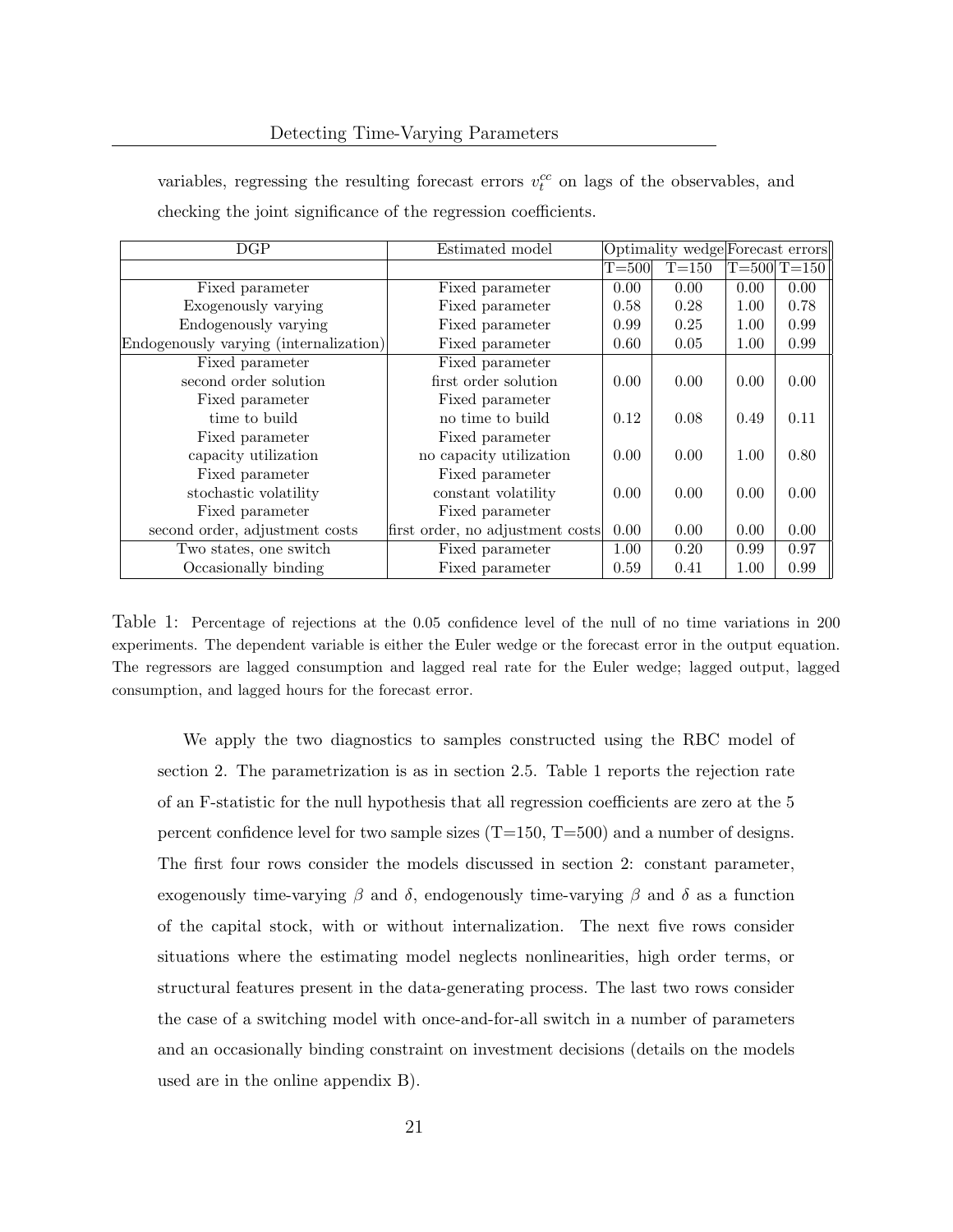variables, regressing the resulting forecast errors $v_t^{cc}$ on lags of the observables, and checking the joint significance of the regression coefficients.

| DGP | Estimated model | Optimality wedge | | Forecast errors | |
|---|---|---|---|---|---|
| | | T=500 | T=150 | T=500 | T=150 |
| Fixed parameter | Fixed parameter | 0.00 | 0.00 | 0.00 | 0.00 |
| Exogenously varying | Fixed parameter | 0.58 | 0.28 | 1.00 | 0.78 |
| Endogenously varying | Fixed parameter | 0.99 | 0.25 | 1.00 | 0.99 |
| Endogenously varying (internalization) | Fixed parameter | 0.60 | 0.05 | 1.00 | 0.99 |
| Fixed parameter second order solution | Fixed parameter first order solution | 0.00 | 0.00 | 0.00 | 0.00 |
| Fixed parameter time to build | Fixed parameter no time to build | 0.12 | 0.08 | 0.49 | 0.11 |
| Fixed parameter capacity utilization | Fixed parameter no capacity utilization | 0.00 | 0.00 | 1.00 | 0.80 |
| Fixed parameter stochastic volatility | Fixed parameter constant volatility | 0.00 | 0.00 | 0.00 | 0.00 |
| Fixed parameter second order, adjustment costs | Fixed parameter first order, no adjustment costs | 0.00 | 0.00 | 0.00 | 0.00 |
| Two states, one switch | Fixed parameter | 1.00 | 0.20 | 0.99 | 0.97 |
| Occasionally binding | Fixed parameter | 0.59 | 0.41 | 1.00 | 0.99 |

Table 1: Percentage of rejections at the 0.05 confidence level of the null of no time variations in 200 experiments. The dependent variable is either the Euler wedge or the forecast error in the output equation. The regressors are lagged consumption and lagged real rate for the Euler wedge; lagged output, lagged consumption, and lagged hours for the forecast error.

We apply the two diagnostics to samples constructed using the RBC model of section 2. The parametrization is as in section 2.5. Table 1 reports the rejection rate of an F-statistic for the null hypothesis that all regression coefficients are zero at the 5 percent confidence level for two sample sizes (T=150, T=500) and a number of designs. The first four rows consider the models discussed in section 2: constant parameter, exogenously time-varying $\beta$ and $\delta$, endogenously time-varying $\beta$ and $\delta$ as a function of the capital stock, with or without internalization. The next five rows consider situations where the estimating model neglects nonlinearities, high order terms, or structural features present in the data-generating process. The last two rows consider the case of a switching model with once-and-for-all switch in a number of parameters and an occasionally binding constraint on investment decisions (details on the models used are in the online appendix B).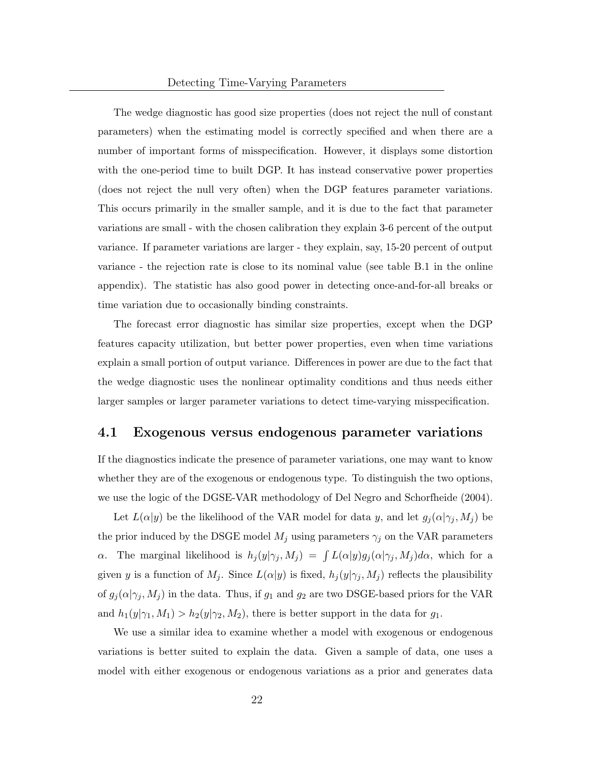The wedge diagnostic has good size properties (does not reject the null of constant parameters) when the estimating model is correctly specified and when there are a number of important forms of misspecification. However, it displays some distortion with the one-period time to built DGP. It has instead conservative power properties (does not reject the null very often) when the DGP features parameter variations. This occurs primarily in the smaller sample, and it is due to the fact that parameter variations are small - with the chosen calibration they explain 3-6 percent of the output variance. If parameter variations are larger - they explain, say, 15-20 percent of output variance - the rejection rate is close to its nominal value (see table B.1 in the online appendix). The statistic has also good power in detecting once-and-for-all breaks or time variation due to occasionally binding constraints.

The forecast error diagnostic has similar size properties, except when the DGP features capacity utilization, but better power properties, even when time variations explain a small portion of output variance. Differences in power are due to the fact that the wedge diagnostic uses the nonlinear optimality conditions and thus needs either larger samples or larger parameter variations to detect time-varying misspecification.

## 4.1 Exogenous versus endogenous parameter variations

If the diagnostics indicate the presence of parameter variations, one may want to know whether they are of the exogenous or endogenous type. To distinguish the two options, we use the logic of the DGSE-VAR methodology of Del Negro and Schorfheide (2004).

Let $L(\alpha|y)$ be the likelihood of the VAR model for data $y$, and let $g_j(\alpha|\gamma_j, M_j)$ be the prior induced by the DSGE model $M_j$ using parameters $\gamma_j$ on the VAR parameters $\alpha$. The marginal likelihood is $h_j(y|\gamma_j, M_j) = \int L(\alpha|y)g_j(\alpha|\gamma_j, M_j)d\alpha$, which for a given $y$ is a function of $M_j$. Since $L(\alpha|y)$ is fixed, $h_j(y|\gamma_j, M_j)$ reflects the plausibility of $g_j(\alpha|\gamma_j, M_j)$ in the data. Thus, if $g_1$ and $g_2$ are two DSGE-based priors for the VAR and $h_1(y|\gamma_1, M_1) > h_2(y|\gamma_2, M_2)$, there is better support in the data for $g_1$.

We use a similar idea to examine whether a model with exogenous or endogenous variations is better suited to explain the data. Given a sample of data, one uses a model with either exogenous or endogenous variations as a prior and generates data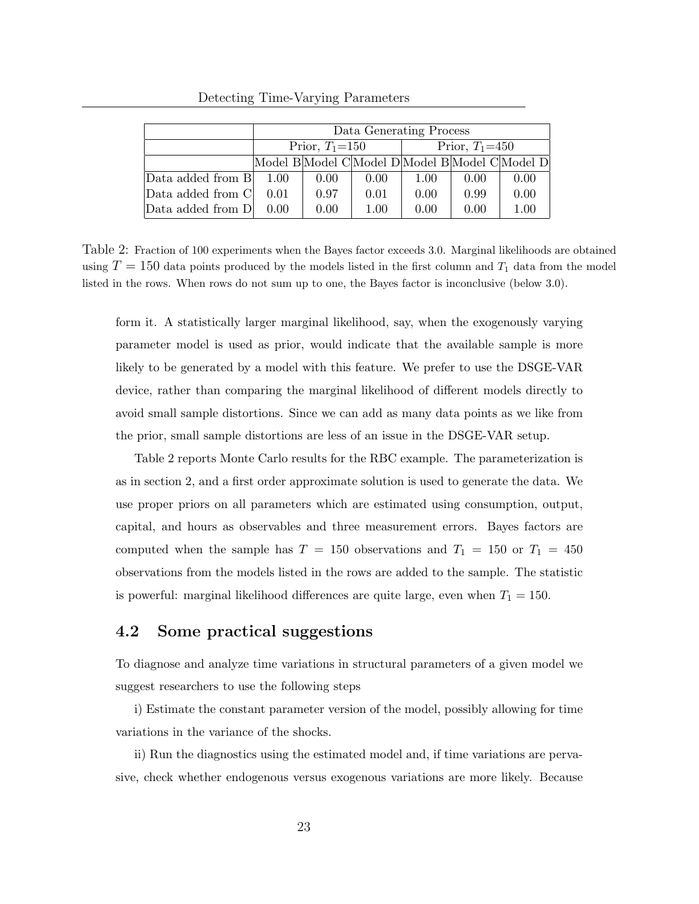|  | Data Generating Process |  |  |  |  |  |
|---|---|---|---|---|---|---|
|  | Prior, $T_1$=150 |  |  | Prior, $T_1$=450 |  |  |
|  | Model B | Model C | Model D | Model B | Model C | Model D |
| Data added from B | 1.00 | 0.00 | 0.00 | 1.00 | 0.00 | 0.00 |
| Data added from C | 0.01 | 0.97 | 0.01 | 0.00 | 0.99 | 0.00 |
| Data added from D | 0.00 | 0.00 | 1.00 | 0.00 | 0.00 | 1.00 |

Table 2: Fraction of 100 experiments when the Bayes factor exceeds 3.0. Marginal likelihoods are obtained using $T = 150$ data points produced by the models listed in the first column and $T_1$ data from the model listed in the rows. When rows do not sum up to one, the Bayes factor is inconclusive (below 3.0).

form it. A statistically larger marginal likelihood, say, when the exogenously varying parameter model is used as prior, would indicate that the available sample is more likely to be generated by a model with this feature. We prefer to use the DSGE-VAR device, rather than comparing the marginal likelihood of different models directly to avoid small sample distortions. Since we can add as many data points as we like from the prior, small sample distortions are less of an issue in the DSGE-VAR setup.

Table 2 reports Monte Carlo results for the RBC example. The parameterization is as in section 2, and a first order approximate solution is used to generate the data. We use proper priors on all parameters which are estimated using consumption, output, capital, and hours as observables and three measurement errors. Bayes factors are computed when the sample has $T = 150$ observations and $T_1 = 150$ or $T_1 = 450$ observations from the models listed in the rows are added to the sample. The statistic is powerful: marginal likelihood differences are quite large, even when $T_1 = 150$.

## 4.2 Some practical suggestions

To diagnose and analyze time variations in structural parameters of a given model we suggest researchers to use the following steps

i) Estimate the constant parameter version of the model, possibly allowing for time variations in the variance of the shocks.

ii) Run the diagnostics using the estimated model and, if time variations are pervasive, check whether endogenous versus exogenous variations are more likely. Because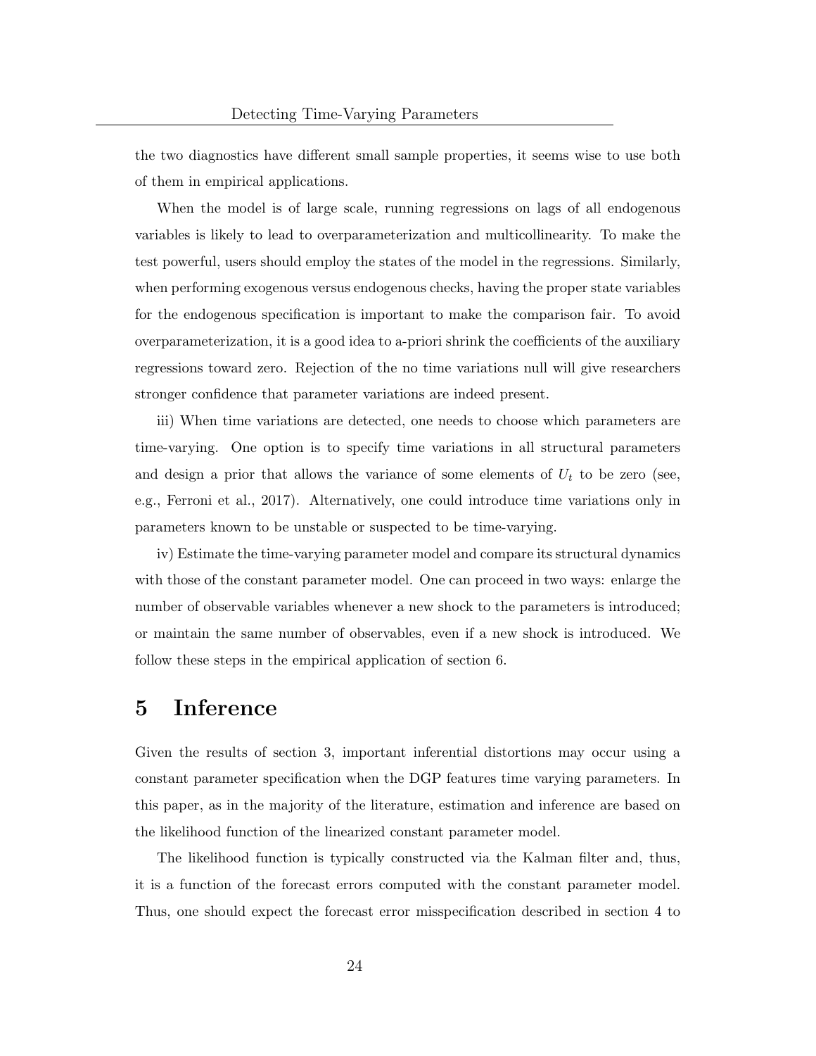the two diagnostics have different small sample properties, it seems wise to use both of them in empirical applications.

When the model is of large scale, running regressions on lags of all endogenous variables is likely to lead to overparameterization and multicollinearity. To make the test powerful, users should employ the states of the model in the regressions. Similarly, when performing exogenous versus endogenous checks, having the proper state variables for the endogenous specification is important to make the comparison fair. To avoid overparameterization, it is a good idea to a-priori shrink the coefficients of the auxiliary regressions toward zero. Rejection of the no time variations null will give researchers stronger confidence that parameter variations are indeed present.

iii) When time variations are detected, one needs to choose which parameters are time-varying. One option is to specify time variations in all structural parameters and design a prior that allows the variance of some elements of $U_t$ to be zero (see, e.g., Ferroni et al., 2017). Alternatively, one could introduce time variations only in parameters known to be unstable or suspected to be time-varying.

iv) Estimate the time-varying parameter model and compare its structural dynamics with those of the constant parameter model. One can proceed in two ways: enlarge the number of observable variables whenever a new shock to the parameters is introduced; or maintain the same number of observables, even if a new shock is introduced. We follow these steps in the empirical application of section 6.

# 5 Inference

Given the results of section 3, important inferential distortions may occur using a constant parameter specification when the DGP features time varying parameters. In this paper, as in the majority of the literature, estimation and inference are based on the likelihood function of the linearized constant parameter model.

The likelihood function is typically constructed via the Kalman filter and, thus, it is a function of the forecast errors computed with the constant parameter model. Thus, one should expect the forecast error misspecification described in section 4 to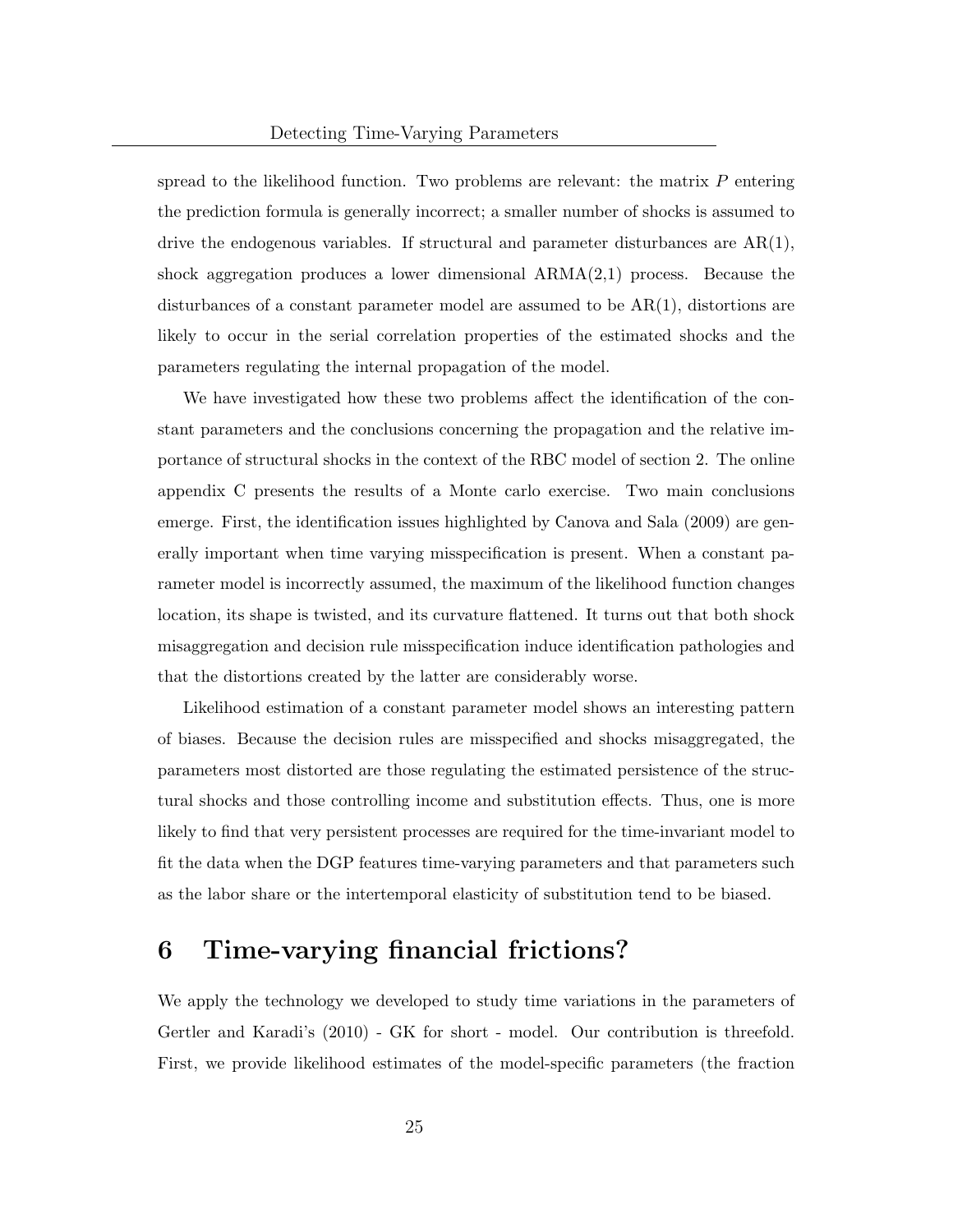spread to the likelihood function. Two problems are relevant: the matrix $P$ entering the prediction formula is generally incorrect; a smaller number of shocks is assumed to drive the endogenous variables. If structural and parameter disturbances are AR(1), shock aggregation produces a lower dimensional ARMA(2,1) process. Because the disturbances of a constant parameter model are assumed to be AR(1), distortions are likely to occur in the serial correlation properties of the estimated shocks and the parameters regulating the internal propagation of the model.

We have investigated how these two problems affect the identification of the constant parameters and the conclusions concerning the propagation and the relative importance of structural shocks in the context of the RBC model of section 2. The online appendix C presents the results of a Monte carlo exercise. Two main conclusions emerge. First, the identification issues highlighted by Canova and Sala (2009) are generally important when time varying misspecification is present. When a constant parameter model is incorrectly assumed, the maximum of the likelihood function changes location, its shape is twisted, and its curvature flattened. It turns out that both shock misaggregation and decision rule misspecification induce identification pathologies and that the distortions created by the latter are considerably worse.

Likelihood estimation of a constant parameter model shows an interesting pattern of biases. Because the decision rules are misspecified and shocks misaggregated, the parameters most distorted are those regulating the estimated persistence of the structural shocks and those controlling income and substitution effects. Thus, one is more likely to find that very persistent processes are required for the time-invariant model to fit the data when the DGP features time-varying parameters and that parameters such as the labor share or the intertemporal elasticity of substitution tend to be biased.

# 6 Time-varying financial frictions?

We apply the technology we developed to study time variations in the parameters of Gertler and Karadi's (2010) - GK for short - model. Our contribution is threefold. First, we provide likelihood estimates of the model-specific parameters (the fraction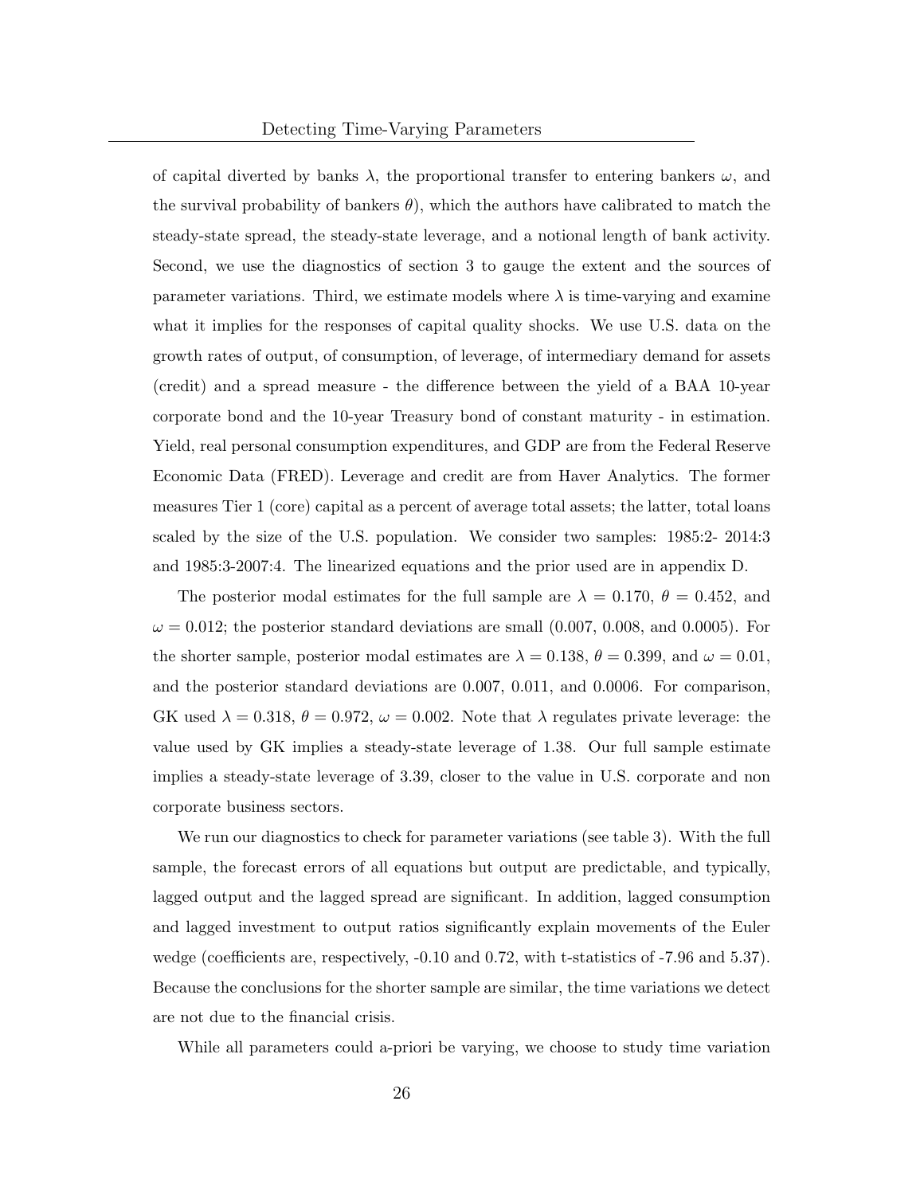of capital diverted by banks $\lambda$, the proportional transfer to entering bankers $\omega$, and the survival probability of bankers $\theta$), which the authors have calibrated to match the steady-state spread, the steady-state leverage, and a notional length of bank activity. Second, we use the diagnostics of section 3 to gauge the extent and the sources of parameter variations. Third, we estimate models where $\lambda$ is time-varying and examine what it implies for the responses of capital quality shocks. We use U.S. data on the growth rates of output, of consumption, of leverage, of intermediary demand for assets (credit) and a spread measure - the difference between the yield of a BAA 10-year corporate bond and the 10-year Treasury bond of constant maturity - in estimation. Yield, real personal consumption expenditures, and GDP are from the Federal Reserve Economic Data (FRED). Leverage and credit are from Haver Analytics. The former measures Tier 1 (core) capital as a percent of average total assets; the latter, total loans scaled by the size of the U.S. population. We consider two samples: 1985:2- 2014:3 and 1985:3-2007:4. The linearized equations and the prior used are in appendix D.

The posterior modal estimates for the full sample are $\lambda = 0.170$, $\theta = 0.452$, and $\omega = 0.012$; the posterior standard deviations are small (0.007, 0.008, and 0.0005). For the shorter sample, posterior modal estimates are $\lambda = 0.138$, $\theta = 0.399$, and $\omega = 0.01$, and the posterior standard deviations are 0.007, 0.011, and 0.0006. For comparison, GK used $\lambda = 0.318$, $\theta = 0.972$, $\omega = 0.002$. Note that $\lambda$ regulates private leverage: the value used by GK implies a steady-state leverage of 1.38. Our full sample estimate implies a steady-state leverage of 3.39, closer to the value in U.S. corporate and non corporate business sectors.

We run our diagnostics to check for parameter variations (see table 3). With the full sample, the forecast errors of all equations but output are predictable, and typically, lagged output and the lagged spread are significant. In addition, lagged consumption and lagged investment to output ratios significantly explain movements of the Euler wedge (coefficients are, respectively, -0.10 and 0.72, with t-statistics of -7.96 and 5.37). Because the conclusions for the shorter sample are similar, the time variations we detect are not due to the financial crisis.

While all parameters could a-priori be varying, we choose to study time variation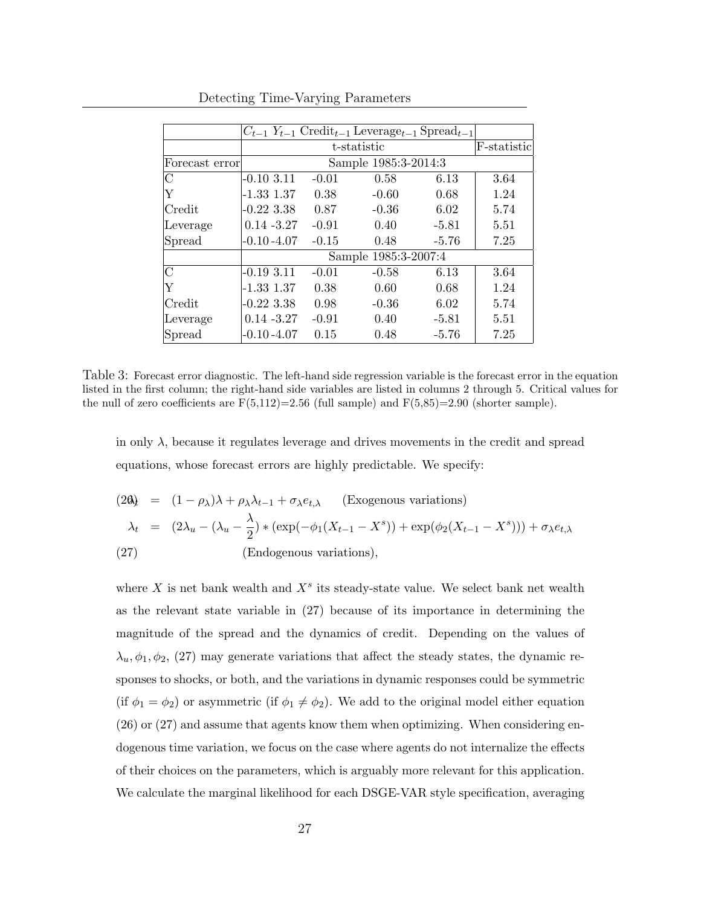| | $C_{t-1}$ | $Y_{t-1}$ | $\text{Credit}_{t-1}$ | $\text{Leverage}_{t-1}$ | $\text{Spread}_{t-1}$ | |
|---|---|---|---|---|---|---|
| | t-statistic | | | | | F-statistic |
| Forecast error | Sample 1985:3-2014:3 | | | | | |
| C | -0.10 | 3.11 | -0.01 | 0.58 | 6.13 | 3.64 |
| Y | -1.33 | 1.37 | 0.38 | -0.60 | 0.68 | 1.24 |
| Credit | -0.22 | 3.38 | 0.87 | -0.36 | 6.02 | 5.74 |
| Leverage | 0.14 | -3.27 | -0.91 | 0.40 | -5.81 | 5.51 |
| Spread | -0.10 | -4.07 | -0.15 | 0.48 | -5.76 | 7.25 |
| | Sample 1985:3-2007:4 | | | | | |
| C | -0.19 | 3.11 | -0.01 | -0.58 | 6.13 | 3.64 |
| Y | -1.33 | 1.37 | 0.38 | 0.60 | 0.68 | 1.24 |
| Credit | -0.22 | 3.38 | 0.98 | -0.36 | 6.02 | 5.74 |
| Leverage | 0.14 | -3.27 | -0.91 | 0.40 | -5.81 | 5.51 |
| Spread | -0.10 | -4.07 | 0.15 | 0.48 | -5.76 | 7.25 |

Table 3: Forecast error diagnostic. The left-hand side regression variable is the forecast error in the equation listed in the first column; the right-hand side variables are listed in columns 2 through 5. Critical values for the null of zero coefficients are F(5,112)=2.56 (full sample) and F(5,85)=2.90 (shorter sample).

in only $\lambda$, because it regulates leverage and drives movements in the credit and spread equations, whose forecast errors are highly predictable. We specify:

$$\lambda_t = (1-\rho_\lambda)\lambda + \rho_\lambda \lambda_{t-1} + \sigma_\lambda e_{t,\lambda} \qquad \text{(Exogenous variations)} \tag{26}$$

$$\lambda_t = (2\lambda_u - (\lambda_u - \frac{\lambda}{2}) * (\exp(-\phi_1(X_{t-1} - X^s)) + \exp(\phi_2(X_{t-1} - X^s))) + \sigma_\lambda e_{t,\lambda} \qquad \text{(Endogenous variations)}, \tag{27}$$

where $X$ is net bank wealth and $X^s$ its steady-state value. We select bank net wealth as the relevant state variable in (27) because of its importance in determining the magnitude of the spread and the dynamics of credit. Depending on the values of $\lambda_u, \phi_1, \phi_2$, (27) may generate variations that affect the steady states, the dynamic responses to shocks, or both, and the variations in dynamic responses could be symmetric (if $\phi_1 = \phi_2$) or asymmetric (if $\phi_1 \neq \phi_2$). We add to the original model either equation (26) or (27) and assume that agents know them when optimizing. When considering endogenous time variation, we focus on the case where agents do not internalize the effects of their choices on the parameters, which is arguably more relevant for this application. We calculate the marginal likelihood for each DSGE-VAR style specification, averaging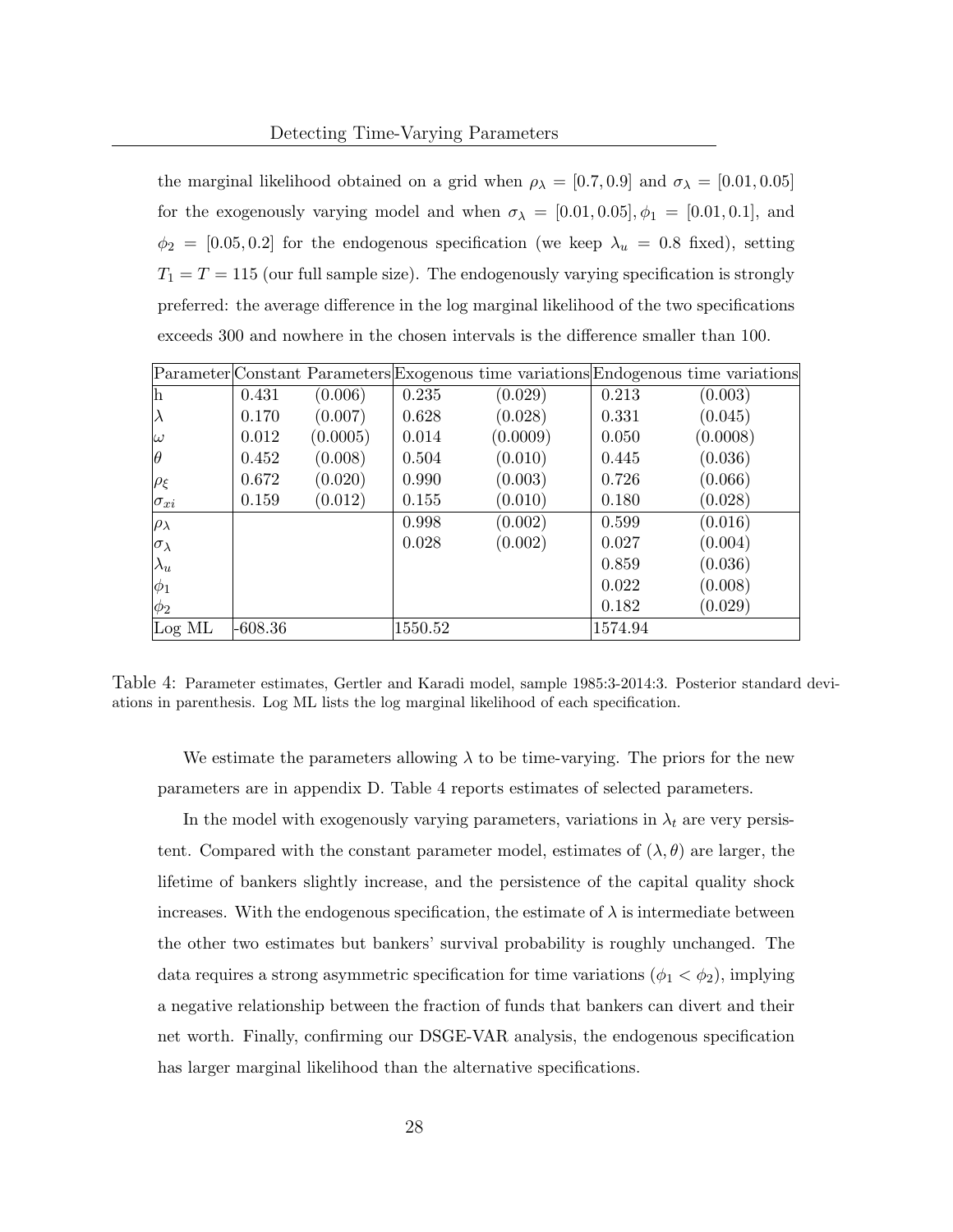the marginal likelihood obtained on a grid when $\rho_\lambda = [0.7, 0.9]$ and $\sigma_\lambda = [0.01, 0.05]$ for the exogenously varying model and when $\sigma_\lambda = [0.01, 0.05], \phi_1 = [0.01, 0.1]$, and $\phi_2 = [0.05, 0.2]$ for the endogenous specification (we keep $\lambda_u = 0.8$ fixed), setting $T_1 = T = 115$ (our full sample size). The endogenously varying specification is strongly preferred: the average difference in the log marginal likelihood of the two specifications exceeds 300 and nowhere in the chosen intervals is the difference smaller than 100.

| Parameter | Constant Parameters | | Exogenous time variations | | Endogenous time variations | |
|---|---|---|---|---|---|---|
| h | 0.431 | (0.006) | 0.235 | (0.029) | 0.213 | (0.003) |
| $\lambda$ | 0.170 | (0.007) | 0.628 | (0.028) | 0.331 | (0.045) |
| $\omega$ | 0.012 | (0.0005) | 0.014 | (0.0009) | 0.050 | (0.0008) |
| $\theta$ | 0.452 | (0.008) | 0.504 | (0.010) | 0.445 | (0.036) |
| $\rho_\xi$ | 0.672 | (0.020) | 0.990 | (0.003) | 0.726 | (0.066) |
| $\sigma_{xi}$ | 0.159 | (0.012) | 0.155 | (0.010) | 0.180 | (0.028) |
| $\rho_\lambda$ | | | 0.998 | (0.002) | 0.599 | (0.016) |
| $\sigma_\lambda$ | | | 0.028 | (0.002) | 0.027 | (0.004) |
| $\lambda_u$ | | | | | 0.859 | (0.036) |
| $\phi_1$ | | | | | 0.022 | (0.008) |
| $\phi_2$ | | | | | 0.182 | (0.029) |
| Log ML | -608.36 | | 1550.52 | | 1574.94 | |

Table 4: Parameter estimates, Gertler and Karadi model, sample 1985:3-2014:3. Posterior standard deviations in parenthesis. Log ML lists the log marginal likelihood of each specification.

We estimate the parameters allowing $\lambda$ to be time-varying. The priors for the new parameters are in appendix D. Table 4 reports estimates of selected parameters.

In the model with exogenously varying parameters, variations in $\lambda_t$ are very persistent. Compared with the constant parameter model, estimates of $(\lambda, \theta)$ are larger, the lifetime of bankers slightly increase, and the persistence of the capital quality shock increases. With the endogenous specification, the estimate of $\lambda$ is intermediate between the other two estimates but bankers' survival probability is roughly unchanged. The data requires a strong asymmetric specification for time variations ($\phi_1 < \phi_2$), implying a negative relationship between the fraction of funds that bankers can divert and their net worth. Finally, confirming our DSGE-VAR analysis, the endogenous specification has larger marginal likelihood than the alternative specifications.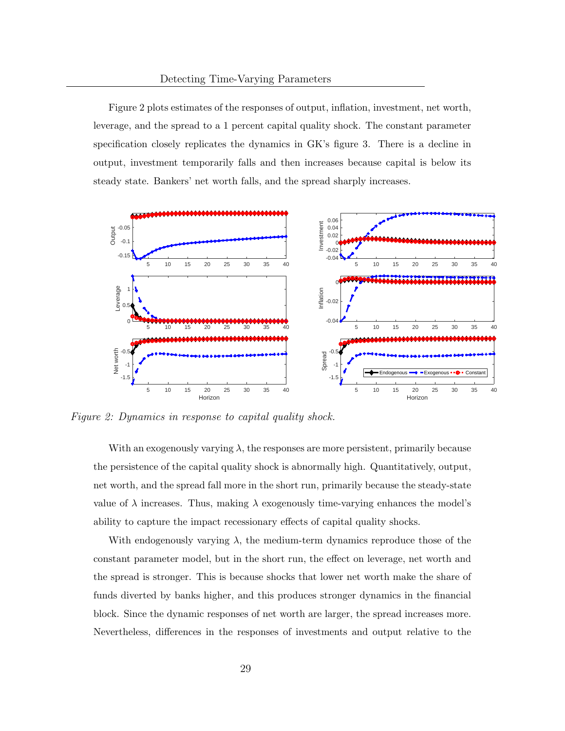Figure 2 plots estimates of the responses of output, inflation, investment, net worth, leverage, and the spread to a 1 percent capital quality shock. The constant parameter specification closely replicates the dynamics in GK's figure 3. There is a decline in output, investment temporarily falls and then increases because capital is below its steady state. Bankers' net worth falls, and the spread sharply increases.

*Figure 2: Dynamics in response to capital quality shock.*

With an exogenously varying $\lambda$, the responses are more persistent, primarily because the persistence of the capital quality shock is abnormally high. Quantitatively, output, net worth, and the spread fall more in the short run, primarily because the steady-state value of $\lambda$ increases. Thus, making $\lambda$ exogenously time-varying enhances the model's ability to capture the impact recessionary effects of capital quality shocks.

With endogenously varying $\lambda$, the medium-term dynamics reproduce those of the constant parameter model, but in the short run, the effect on leverage, net worth and the spread is stronger. This is because shocks that lower net worth make the share of funds diverted by banks higher, and this produces stronger dynamics in the financial block. Since the dynamic responses of net worth are larger, the spread increases more. Nevertheless, differences in the responses of investments and output relative to the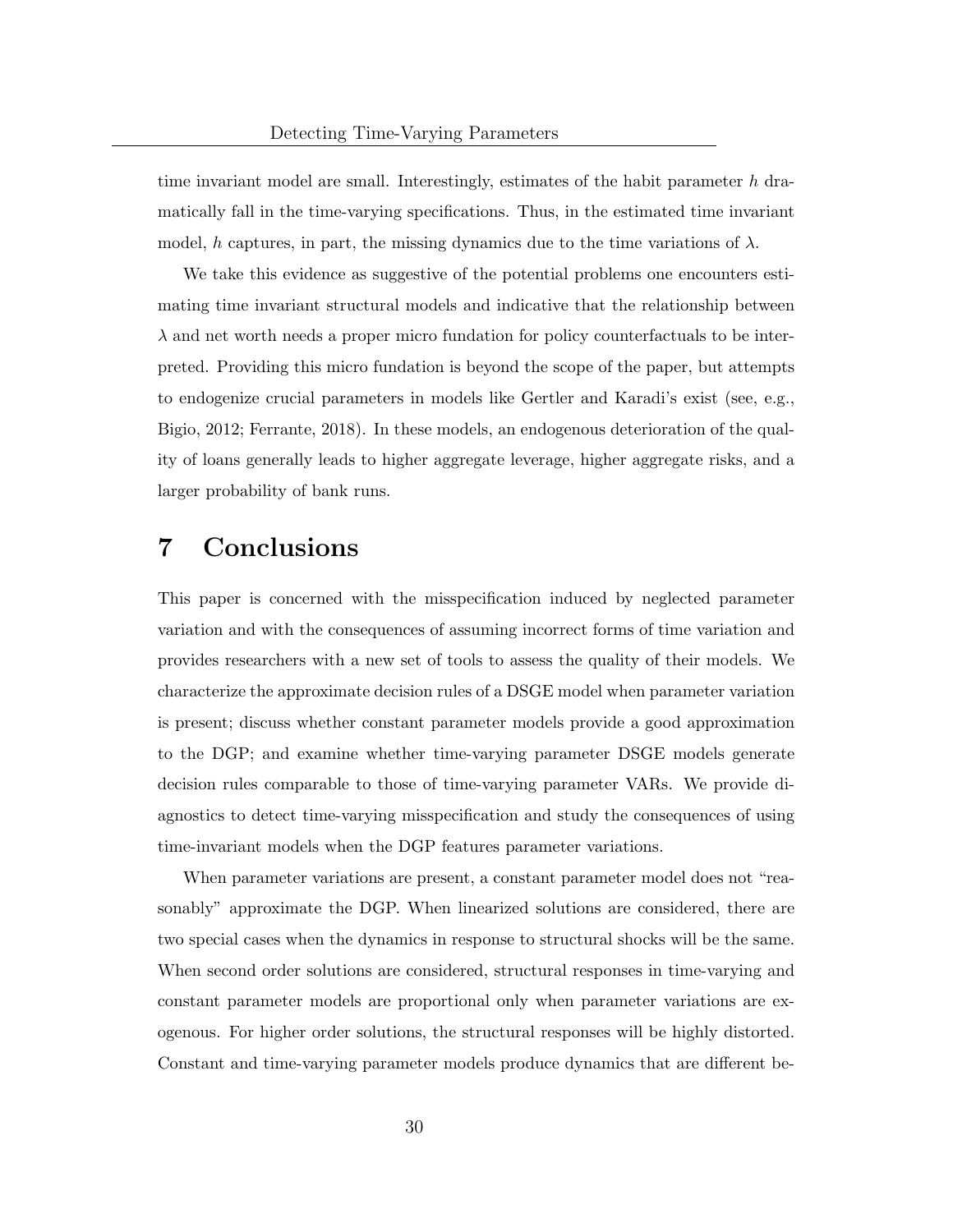time invariant model are small. Interestingly, estimates of the habit parameter $h$ dramatically fall in the time-varying specifications. Thus, in the estimated time invariant model, $h$ captures, in part, the missing dynamics due to the time variations of $\lambda$.

We take this evidence as suggestive of the potential problems one encounters estimating time invariant structural models and indicative that the relationship between $\lambda$ and net worth needs a proper micro fundation for policy counterfactuals to be interpreted. Providing this micro fundation is beyond the scope of the paper, but attempts to endogenize crucial parameters in models like Gertler and Karadi's exist (see, e.g., Bigio, 2012; Ferrante, 2018). In these models, an endogenous deterioration of the quality of loans generally leads to higher aggregate leverage, higher aggregate risks, and a larger probability of bank runs.

# 7 Conclusions

This paper is concerned with the misspecification induced by neglected parameter variation and with the consequences of assuming incorrect forms of time variation and provides researchers with a new set of tools to assess the quality of their models. We characterize the approximate decision rules of a DSGE model when parameter variation is present; discuss whether constant parameter models provide a good approximation to the DGP; and examine whether time-varying parameter DSGE models generate decision rules comparable to those of time-varying parameter VARs. We provide diagnostics to detect time-varying misspecification and study the consequences of using time-invariant models when the DGP features parameter variations.

When parameter variations are present, a constant parameter model does not "reasonably" approximate the DGP. When linearized solutions are considered, there are two special cases when the dynamics in response to structural shocks will be the same. When second order solutions are considered, structural responses in time-varying and constant parameter models are proportional only when parameter variations are exogenous. For higher order solutions, the structural responses will be highly distorted. Constant and time-varying parameter models produce dynamics that are different be-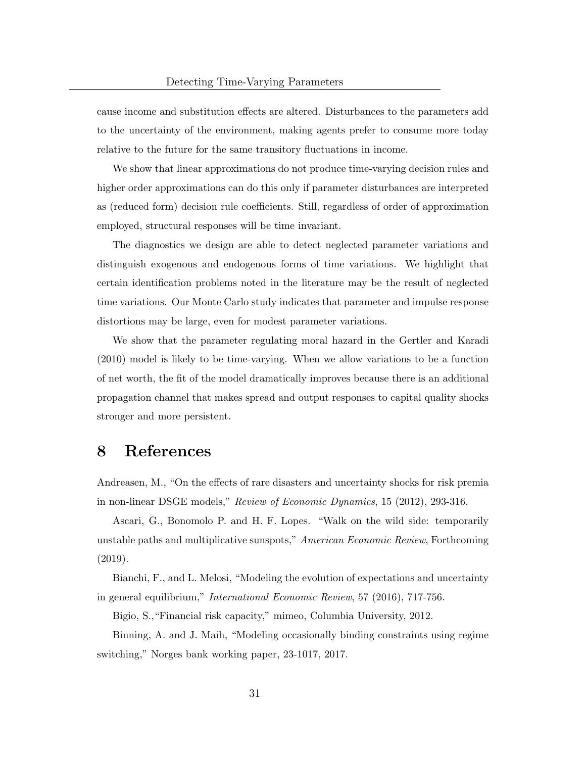cause income and substitution effects are altered. Disturbances to the parameters add to the uncertainty of the environment, making agents prefer to consume more today relative to the future for the same transitory fluctuations in income.

We show that linear approximations do not produce time-varying decision rules and higher order approximations can do this only if parameter disturbances are interpreted as (reduced form) decision rule coefficients. Still, regardless of order of approximation employed, structural responses will be time invariant.

The diagnostics we design are able to detect neglected parameter variations and distinguish exogenous and endogenous forms of time variations. We highlight that certain identification problems noted in the literature may be the result of neglected time variations. Our Monte Carlo study indicates that parameter and impulse response distortions may be large, even for modest parameter variations.

We show that the parameter regulating moral hazard in the Gertler and Karadi (2010) model is likely to be time-varying. When we allow variations to be a function of net worth, the fit of the model dramatically improves because there is an additional propagation channel that makes spread and output responses to capital quality shocks stronger and more persistent.

# 8 References

Andreasen, M., "On the effects of rare disasters and uncertainty shocks for risk premia in non-linear DSGE models," *Review of Economic Dynamics*, 15 (2012), 293-316.

Ascari, G., Bonomolo P. and H. F. Lopes. "Walk on the wild side: temporarily unstable paths and multiplicative sunspots," *American Economic Review*, Forthcoming (2019).

Bianchi, F., and L. Melosi, "Modeling the evolution of expectations and uncertainty in general equilibrium," *International Economic Review*, 57 (2016), 717-756.

Bigio, S.,"Financial risk capacity," mimeo, Columbia University, 2012.

Binning, A. and J. Maih, "Modeling occasionally binding constraints using regime switching," Norges bank working paper, 23-1017, 2017.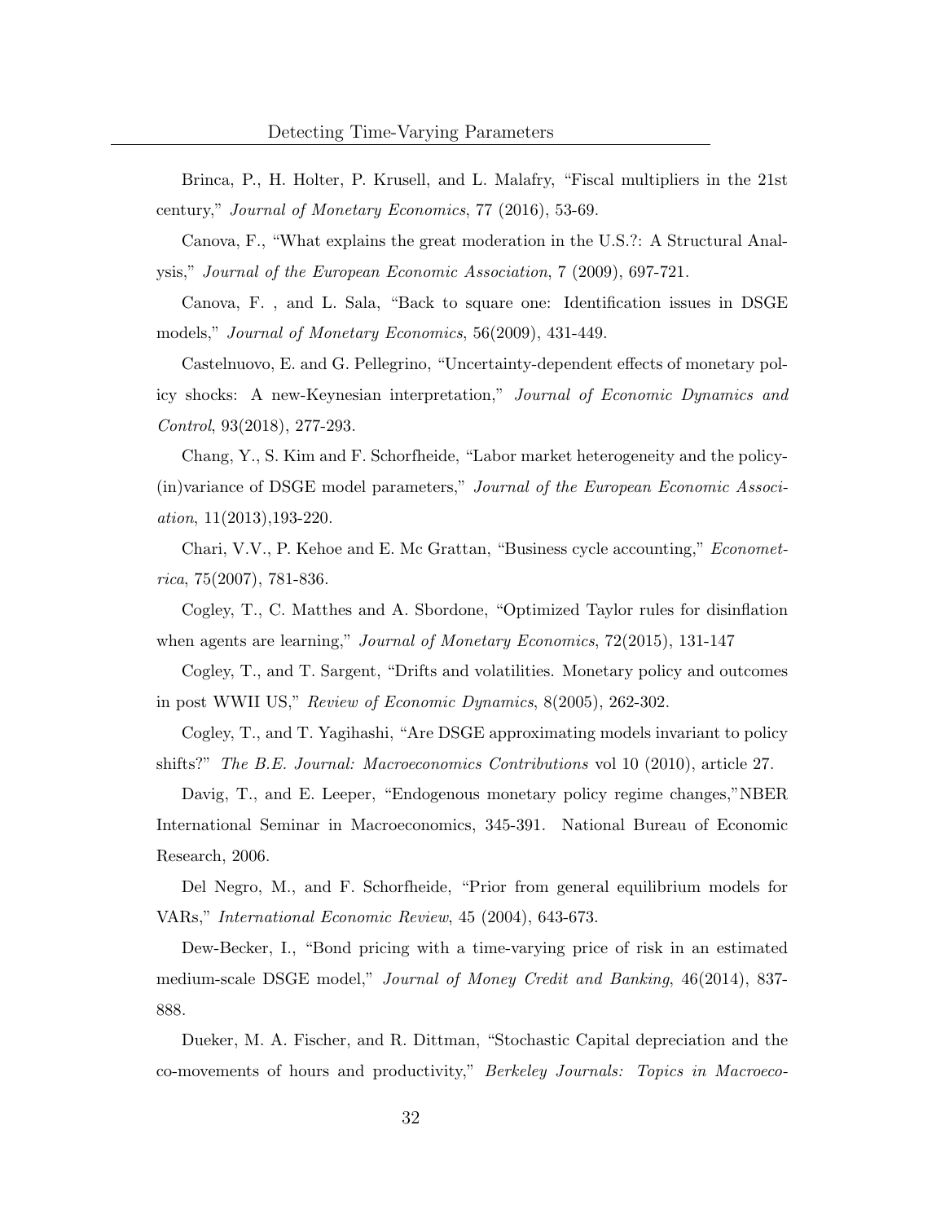Brinca, P., H. Holter, P. Krusell, and L. Malafry, "Fiscal multipliers in the 21st century," *Journal of Monetary Economics*, 77 (2016), 53-69.

Canova, F., "What explains the great moderation in the U.S.?: A Structural Analysis," *Journal of the European Economic Association*, 7 (2009), 697-721.

Canova, F. , and L. Sala, "Back to square one: Identification issues in DSGE models," *Journal of Monetary Economics*, 56(2009), 431-449.

Castelnuovo, E. and G. Pellegrino, "Uncertainty-dependent effects of monetary policy shocks: A new-Keynesian interpretation," *Journal of Economic Dynamics and Control*, 93(2018), 277-293.

Chang, Y., S. Kim and F. Schorfheide, "Labor market heterogeneity and the policy-(in)variance of DSGE model parameters," *Journal of the European Economic Association*, 11(2013),193-220.

Chari, V.V., P. Kehoe and E. Mc Grattan, "Business cycle accounting," *Econometrica*, 75(2007), 781-836.

Cogley, T., C. Matthes and A. Sbordone, "Optimized Taylor rules for disinflation when agents are learning," *Journal of Monetary Economics*, 72(2015), 131-147

Cogley, T., and T. Sargent, "Drifts and volatilities. Monetary policy and outcomes in post WWII US," *Review of Economic Dynamics*, 8(2005), 262-302.

Cogley, T., and T. Yagihashi, "Are DSGE approximating models invariant to policy shifts?" *The B.E. Journal: Macroeconomics Contributions* vol 10 (2010), article 27.

Davig, T., and E. Leeper, "Endogenous monetary policy regime changes,"NBER International Seminar in Macroeconomics, 345-391. National Bureau of Economic Research, 2006.

Del Negro, M., and F. Schorfheide, "Prior from general equilibrium models for VARs," *International Economic Review*, 45 (2004), 643-673.

Dew-Becker, I., "Bond pricing with a time-varying price of risk in an estimated medium-scale DSGE model," *Journal of Money Credit and Banking*, 46(2014), 837-888.

Dueker, M. A. Fischer, and R. Dittman, "Stochastic Capital depreciation and the co-movements of hours and productivity," *Berkeley Journals: Topics in Macroeco-*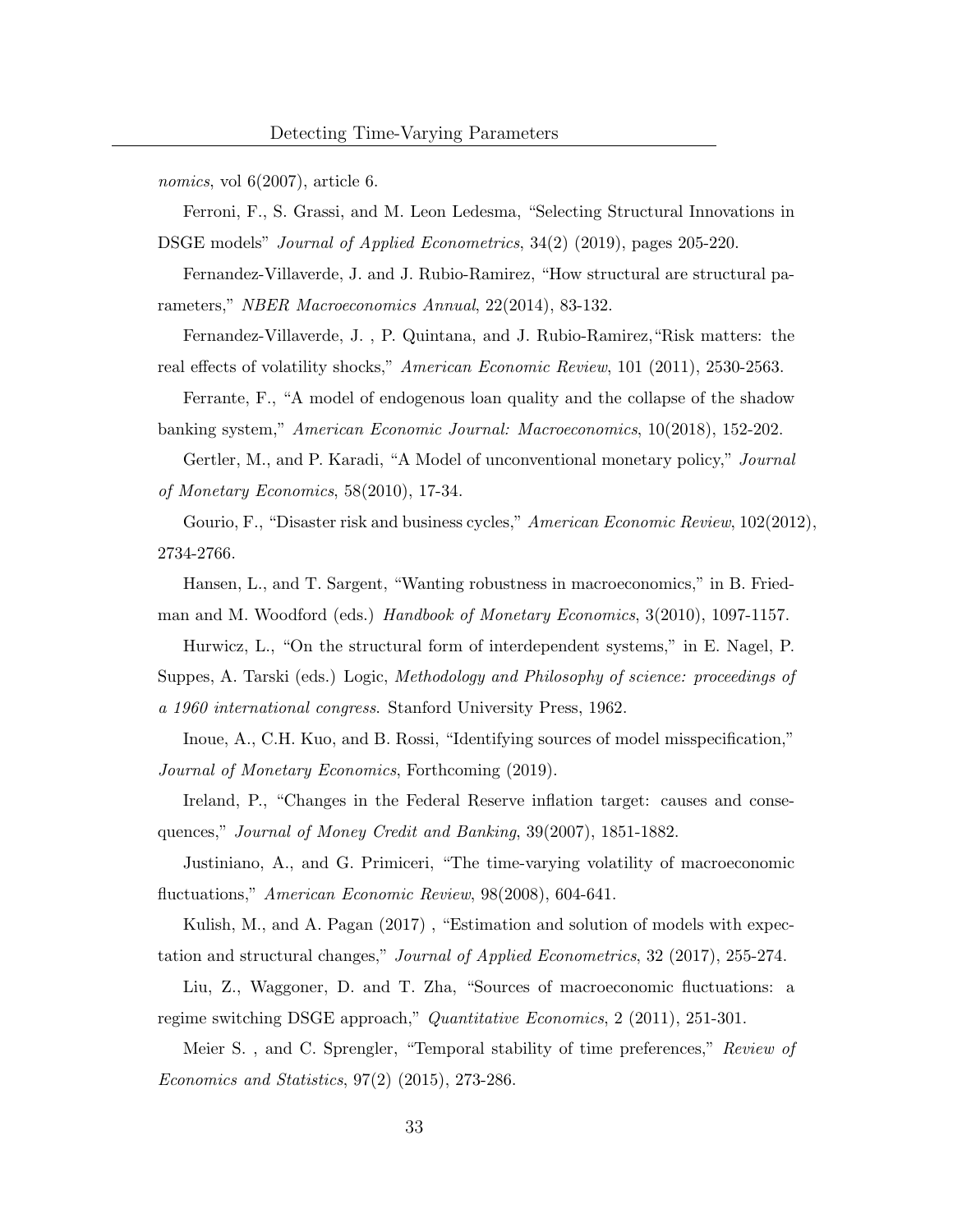*nomics*, vol 6(2007), article 6.

Ferroni, F., S. Grassi, and M. Leon Ledesma, "Selecting Structural Innovations in DSGE models" *Journal of Applied Econometrics*, 34(2) (2019), pages 205-220.

Fernandez-Villaverde, J. and J. Rubio-Ramirez, "How structural are structural parameters," *NBER Macroeconomics Annual*, 22(2014), 83-132.

Fernandez-Villaverde, J. , P. Quintana, and J. Rubio-Ramirez,"Risk matters: the real effects of volatility shocks," *American Economic Review*, 101 (2011), 2530-2563.

Ferrante, F., "A model of endogenous loan quality and the collapse of the shadow banking system," *American Economic Journal: Macroeconomics*, 10(2018), 152-202.

Gertler, M., and P. Karadi, "A Model of unconventional monetary policy," *Journal of Monetary Economics*, 58(2010), 17-34.

Gourio, F., "Disaster risk and business cycles," *American Economic Review*, 102(2012), 2734-2766.

Hansen, L., and T. Sargent, "Wanting robustness in macroeconomics," in B. Friedman and M. Woodford (eds.) *Handbook of Monetary Economics*, 3(2010), 1097-1157.

Hurwicz, L., "On the structural form of interdependent systems," in E. Nagel, P. Suppes, A. Tarski (eds.) Logic, *Methodology and Philosophy of science: proceedings of a 1960 international congress*. Stanford University Press, 1962.

Inoue, A., C.H. Kuo, and B. Rossi, "Identifying sources of model misspecification," *Journal of Monetary Economics*, Forthcoming (2019).

Ireland, P., "Changes in the Federal Reserve inflation target: causes and consequences," *Journal of Money Credit and Banking*, 39(2007), 1851-1882.

Justiniano, A., and G. Primiceri, "The time-varying volatility of macroeconomic fluctuations," *American Economic Review*, 98(2008), 604-641.

Kulish, M., and A. Pagan (2017) , "Estimation and solution of models with expectation and structural changes," *Journal of Applied Econometrics*, 32 (2017), 255-274.

Liu, Z., Waggoner, D. and T. Zha, "Sources of macroeconomic fluctuations: a regime switching DSGE approach," *Quantitative Economics*, 2 (2011), 251-301.

Meier S. , and C. Sprengler, "Temporal stability of time preferences," *Review of Economics and Statistics*, 97(2) (2015), 273-286.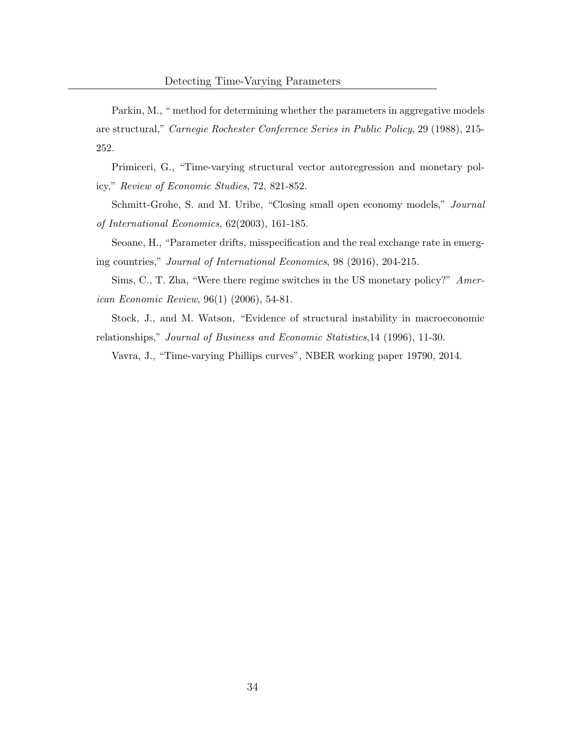Parkin, M., " method for determining whether the parameters in aggregative models are structural," *Carnegie Rochester Conference Series in Public Policy*, 29 (1988), 215-252.

Primiceri, G., "Time-varying structural vector autoregression and monetary policy," *Review of Economic Studies*, 72, 821-852.

Schmitt-Grohe, S. and M. Uribe, "Closing small open economy models," *Journal of International Economics*, 62(2003), 161-185.

Seoane, H., "Parameter drifts, misspecification and the real exchange rate in emerging countries," *Journal of International Economics*, 98 (2016), 204-215.

Sims, C., T. Zha, "Were there regime switches in the US monetary policy?" *American Economic Review*, 96(1) (2006), 54-81.

Stock, J., and M. Watson, "Evidence of structural instability in macroeconomic relationships," *Journal of Business and Economic Statistics*,14 (1996), 11-30.

Vavra, J., "Time-varying Phillips curves", NBER working paper 19790, 2014.